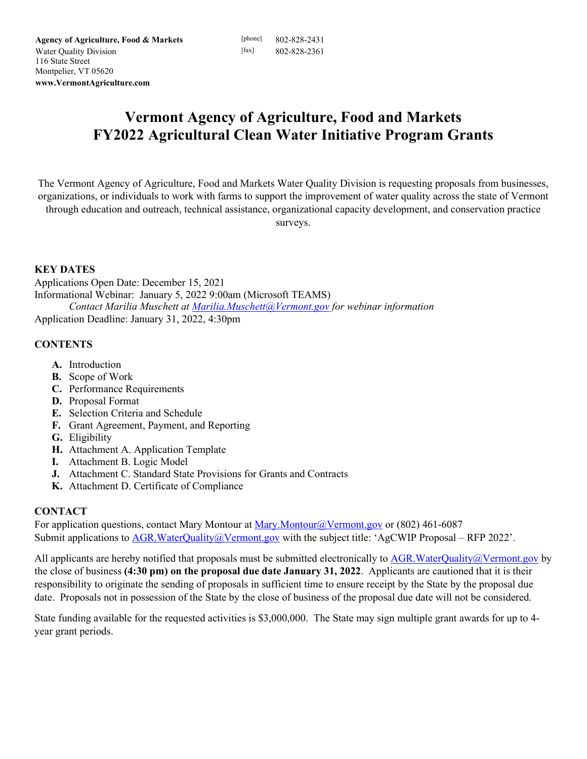**Agency of Agriculture, Food & Markets**
Water Quality Division
116 State Street
Montpelier, VT 05620
**www.VermontAgriculture.com**

[phone] 802-828-2431
[fax] 802-828-2361

# Vermont Agency of Agriculture, Food and Markets
# FY2022 Agricultural Clean Water Initiative Program Grants

The Vermont Agency of Agriculture, Food and Markets Water Quality Division is requesting proposals from businesses, organizations, or individuals to work with farms to support the improvement of water quality across the state of Vermont through education and outreach, technical assistance, organizational capacity development, and conservation practice surveys.

**KEY DATES**

Applications Open Date: December 15, 2021
Informational Webinar: January 5, 2022 9:00am (Microsoft TEAMS)
*Contact Marilia Muschett at Marilia.Muschett@Vermont.gov for webinar information*
Application Deadline: January 31, 2022, 4:30pm

**CONTENTS**

- **A.** Introduction
- **B.** Scope of Work
- **C.** Performance Requirements
- **D.** Proposal Format
- **E.** Selection Criteria and Schedule
- **F.** Grant Agreement, Payment, and Reporting
- **G.** Eligibility
- **H.** Attachment A. Application Template
- **I.** Attachment B. Logic Model
- **J.** Attachment C. Standard State Provisions for Grants and Contracts
- **K.** Attachment D. Certificate of Compliance

**CONTACT**

For application questions, contact Mary Montour at Mary.Montour@Vermont.gov or (802) 461-6087
Submit applications to AGR.WaterQuality@Vermont.gov with the subject title: 'AgCWIP Proposal – RFP 2022'.

All applicants are hereby notified that proposals must be submitted electronically to AGR.WaterQuality@Vermont.gov by the close of business **(4:30 pm) on the proposal due date January 31, 2022**. Applicants are cautioned that it is their responsibility to originate the sending of proposals in sufficient time to ensure receipt by the State by the proposal due date. Proposals not in possession of the State by the close of business of the proposal due date will not be considered.

State funding available for the requested activities is $3,000,000. The State may sign multiple grant awards for up to 4-year grant periods.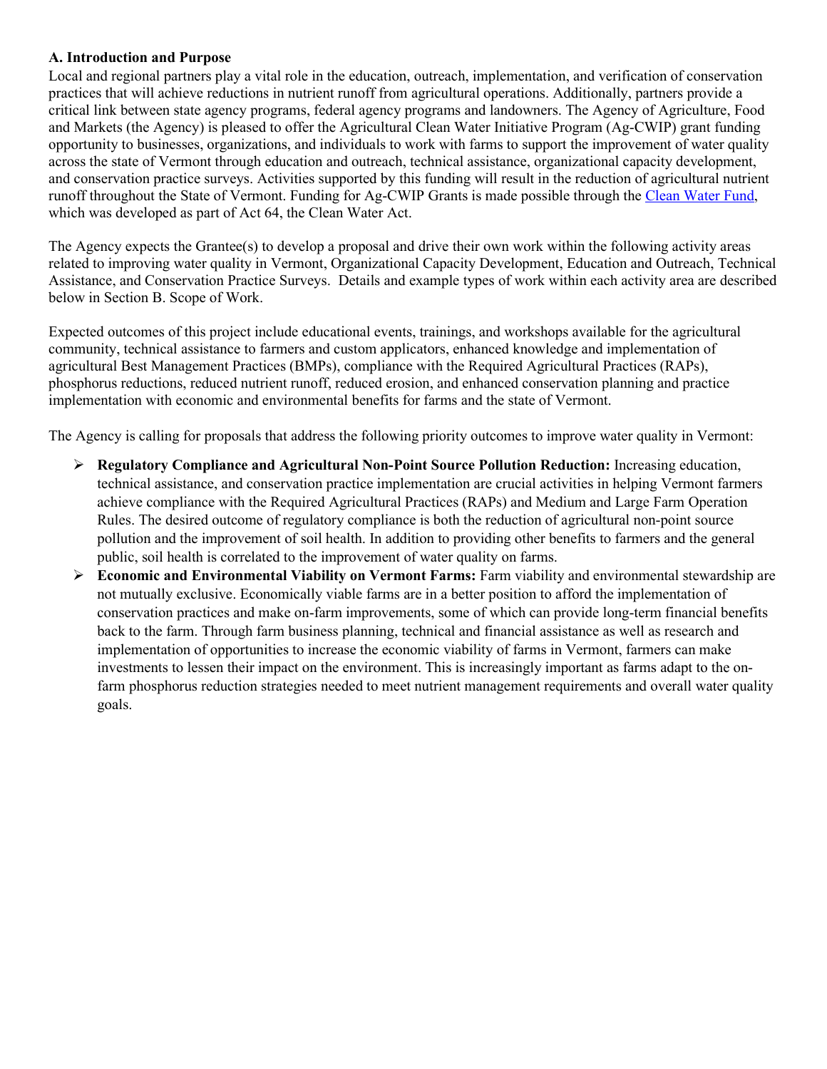### A. Introduction and Purpose

Local and regional partners play a vital role in the education, outreach, implementation, and verification of conservation practices that will achieve reductions in nutrient runoff from agricultural operations. Additionally, partners provide a critical link between state agency programs, federal agency programs and landowners. The Agency of Agriculture, Food and Markets (the Agency) is pleased to offer the Agricultural Clean Water Initiative Program (Ag-CWIP) grant funding opportunity to businesses, organizations, and individuals to work with farms to support the improvement of water quality across the state of Vermont through education and outreach, technical assistance, organizational capacity development, and conservation practice surveys. Activities supported by this funding will result in the reduction of agricultural nutrient runoff throughout the State of Vermont. Funding for Ag-CWIP Grants is made possible through the Clean Water Fund, which was developed as part of Act 64, the Clean Water Act.

The Agency expects the Grantee(s) to develop a proposal and drive their own work within the following activity areas related to improving water quality in Vermont, Organizational Capacity Development, Education and Outreach, Technical Assistance, and Conservation Practice Surveys. Details and example types of work within each activity area are described below in Section B. Scope of Work.

Expected outcomes of this project include educational events, trainings, and workshops available for the agricultural community, technical assistance to farmers and custom applicators, enhanced knowledge and implementation of agricultural Best Management Practices (BMPs), compliance with the Required Agricultural Practices (RAPs), phosphorus reductions, reduced nutrient runoff, reduced erosion, and enhanced conservation planning and practice implementation with economic and environmental benefits for farms and the state of Vermont.

The Agency is calling for proposals that address the following priority outcomes to improve water quality in Vermont:

- **Regulatory Compliance and Agricultural Non-Point Source Pollution Reduction:** Increasing education, technical assistance, and conservation practice implementation are crucial activities in helping Vermont farmers achieve compliance with the Required Agricultural Practices (RAPs) and Medium and Large Farm Operation Rules. The desired outcome of regulatory compliance is both the reduction of agricultural non-point source pollution and the improvement of soil health. In addition to providing other benefits to farmers and the general public, soil health is correlated to the improvement of water quality on farms.
- **Economic and Environmental Viability on Vermont Farms:** Farm viability and environmental stewardship are not mutually exclusive. Economically viable farms are in a better position to afford the implementation of conservation practices and make on-farm improvements, some of which can provide long-term financial benefits back to the farm. Through farm business planning, technical and financial assistance as well as research and implementation of opportunities to increase the economic viability of farms in Vermont, farmers can make investments to lessen their impact on the environment. This is increasingly important as farms adapt to the on-farm phosphorus reduction strategies needed to meet nutrient management requirements and overall water quality goals.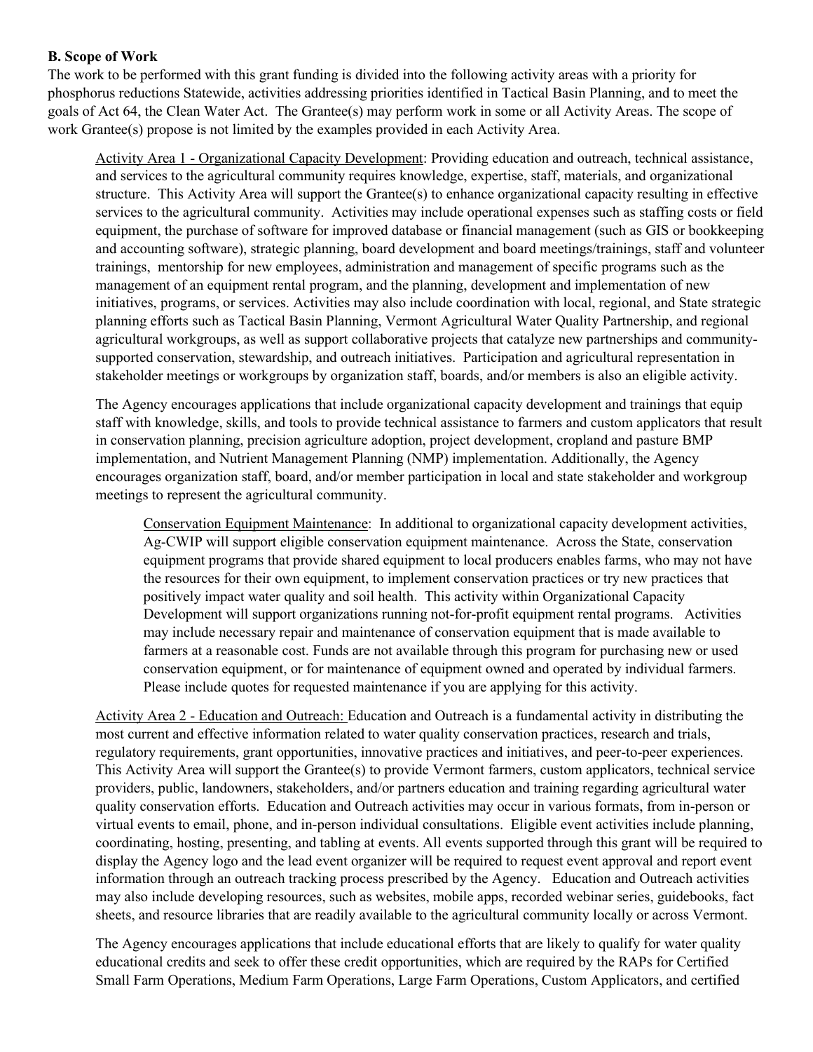**B. Scope of Work**

The work to be performed with this grant funding is divided into the following activity areas with a priority for phosphorus reductions Statewide, activities addressing priorities identified in Tactical Basin Planning, and to meet the goals of Act 64, the Clean Water Act. The Grantee(s) may perform work in some or all Activity Areas. The scope of work Grantee(s) propose is not limited by the examples provided in each Activity Area.

Activity Area 1 - Organizational Capacity Development: Providing education and outreach, technical assistance, and services to the agricultural community requires knowledge, expertise, staff, materials, and organizational structure. This Activity Area will support the Grantee(s) to enhance organizational capacity resulting in effective services to the agricultural community. Activities may include operational expenses such as staffing costs or field equipment, the purchase of software for improved database or financial management (such as GIS or bookkeeping and accounting software), strategic planning, board development and board meetings/trainings, staff and volunteer trainings, mentorship for new employees, administration and management of specific programs such as the management of an equipment rental program, and the planning, development and implementation of new initiatives, programs, or services. Activities may also include coordination with local, regional, and State strategic planning efforts such as Tactical Basin Planning, Vermont Agricultural Water Quality Partnership, and regional agricultural workgroups, as well as support collaborative projects that catalyze new partnerships and community-supported conservation, stewardship, and outreach initiatives. Participation and agricultural representation in stakeholder meetings or workgroups by organization staff, boards, and/or members is also an eligible activity.

The Agency encourages applications that include organizational capacity development and trainings that equip staff with knowledge, skills, and tools to provide technical assistance to farmers and custom applicators that result in conservation planning, precision agriculture adoption, project development, cropland and pasture BMP implementation, and Nutrient Management Planning (NMP) implementation. Additionally, the Agency encourages organization staff, board, and/or member participation in local and state stakeholder and workgroup meetings to represent the agricultural community.

> Conservation Equipment Maintenance: In additional to organizational capacity development activities, Ag-CWIP will support eligible conservation equipment maintenance. Across the State, conservation equipment programs that provide shared equipment to local producers enables farms, who may not have the resources for their own equipment, to implement conservation practices or try new practices that positively impact water quality and soil health. This activity within Organizational Capacity Development will support organizations running not-for-profit equipment rental programs. Activities may include necessary repair and maintenance of conservation equipment that is made available to farmers at a reasonable cost. Funds are not available through this program for purchasing new or used conservation equipment, or for maintenance of equipment owned and operated by individual farmers. Please include quotes for requested maintenance if you are applying for this activity.

Activity Area 2 - Education and Outreach: Education and Outreach is a fundamental activity in distributing the most current and effective information related to water quality conservation practices, research and trials, regulatory requirements, grant opportunities, innovative practices and initiatives, and peer-to-peer experiences. This Activity Area will support the Grantee(s) to provide Vermont farmers, custom applicators, technical service providers, public, landowners, stakeholders, and/or partners education and training regarding agricultural water quality conservation efforts. Education and Outreach activities may occur in various formats, from in-person or virtual events to email, phone, and in-person individual consultations. Eligible event activities include planning, coordinating, hosting, presenting, and tabling at events. All events supported through this grant will be required to display the Agency logo and the lead event organizer will be required to request event approval and report event information through an outreach tracking process prescribed by the Agency. Education and Outreach activities may also include developing resources, such as websites, mobile apps, recorded webinar series, guidebooks, fact sheets, and resource libraries that are readily available to the agricultural community locally or across Vermont.

The Agency encourages applications that include educational efforts that are likely to qualify for water quality educational credits and seek to offer these credit opportunities, which are required by the RAPs for Certified Small Farm Operations, Medium Farm Operations, Large Farm Operations, Custom Applicators, and certified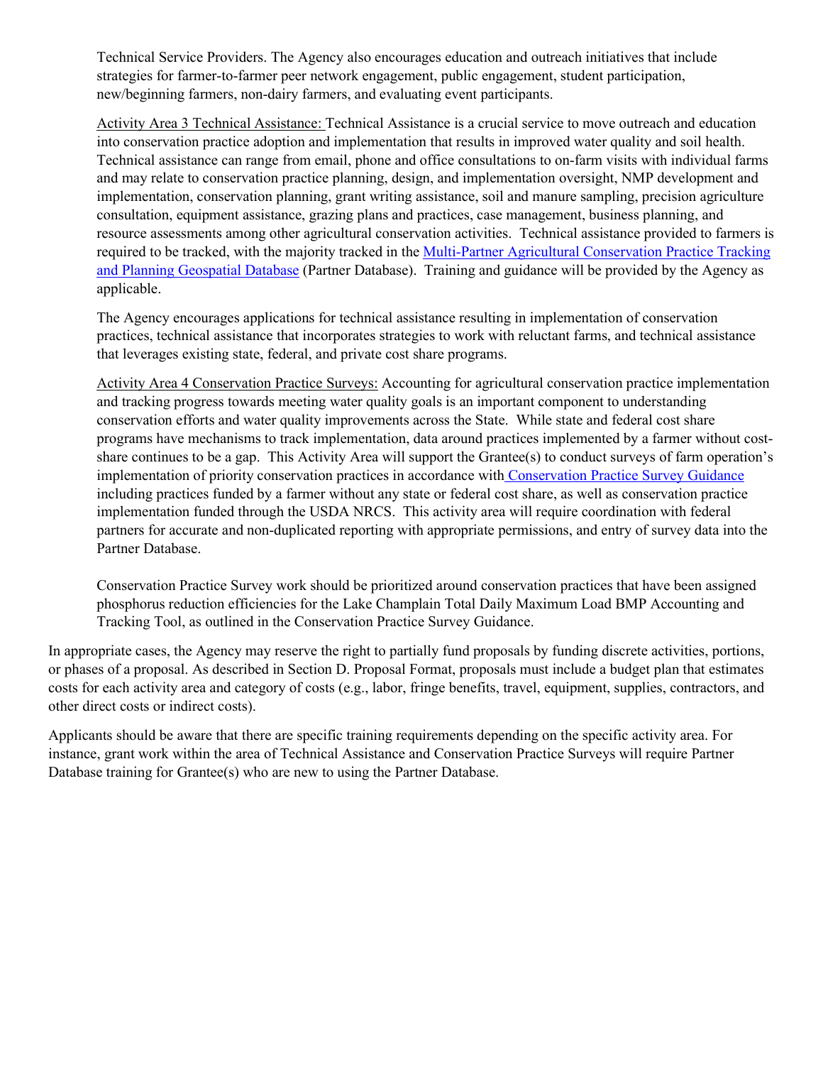Technical Service Providers. The Agency also encourages education and outreach initiatives that include strategies for farmer-to-farmer peer network engagement, public engagement, student participation, new/beginning farmers, non-dairy farmers, and evaluating event participants.

Activity Area 3 Technical Assistance: Technical Assistance is a crucial service to move outreach and education into conservation practice adoption and implementation that results in improved water quality and soil health. Technical assistance can range from email, phone and office consultations to on-farm visits with individual farms and may relate to conservation practice planning, design, and implementation oversight, NMP development and implementation, conservation planning, grant writing assistance, soil and manure sampling, precision agriculture consultation, equipment assistance, grazing plans and practices, case management, business planning, and resource assessments among other agricultural conservation activities. Technical assistance provided to farmers is required to be tracked, with the majority tracked in the [Multi-Partner Agricultural Conservation Practice Tracking and Planning Geospatial Database]() (Partner Database). Training and guidance will be provided by the Agency as applicable.

The Agency encourages applications for technical assistance resulting in implementation of conservation practices, technical assistance that incorporates strategies to work with reluctant farms, and technical assistance that leverages existing state, federal, and private cost share programs.

Activity Area 4 Conservation Practice Surveys: Accounting for agricultural conservation practice implementation and tracking progress towards meeting water quality goals is an important component to understanding conservation efforts and water quality improvements across the State. While state and federal cost share programs have mechanisms to track implementation, data around practices implemented by a farmer without cost-share continues to be a gap. This Activity Area will support the Grantee(s) to conduct surveys of farm operation's implementation of priority conservation practices in accordance with [Conservation Practice Survey Guidance]() including practices funded by a farmer without any state or federal cost share, as well as conservation practice implementation funded through the USDA NRCS. This activity area will require coordination with federal partners for accurate and non-duplicated reporting with appropriate permissions, and entry of survey data into the Partner Database.

Conservation Practice Survey work should be prioritized around conservation practices that have been assigned phosphorus reduction efficiencies for the Lake Champlain Total Daily Maximum Load BMP Accounting and Tracking Tool, as outlined in the Conservation Practice Survey Guidance.

In appropriate cases, the Agency may reserve the right to partially fund proposals by funding discrete activities, portions, or phases of a proposal. As described in Section D. Proposal Format, proposals must include a budget plan that estimates costs for each activity area and category of costs (e.g., labor, fringe benefits, travel, equipment, supplies, contractors, and other direct costs or indirect costs).

Applicants should be aware that there are specific training requirements depending on the specific activity area. For instance, grant work within the area of Technical Assistance and Conservation Practice Surveys will require Partner Database training for Grantee(s) who are new to using the Partner Database.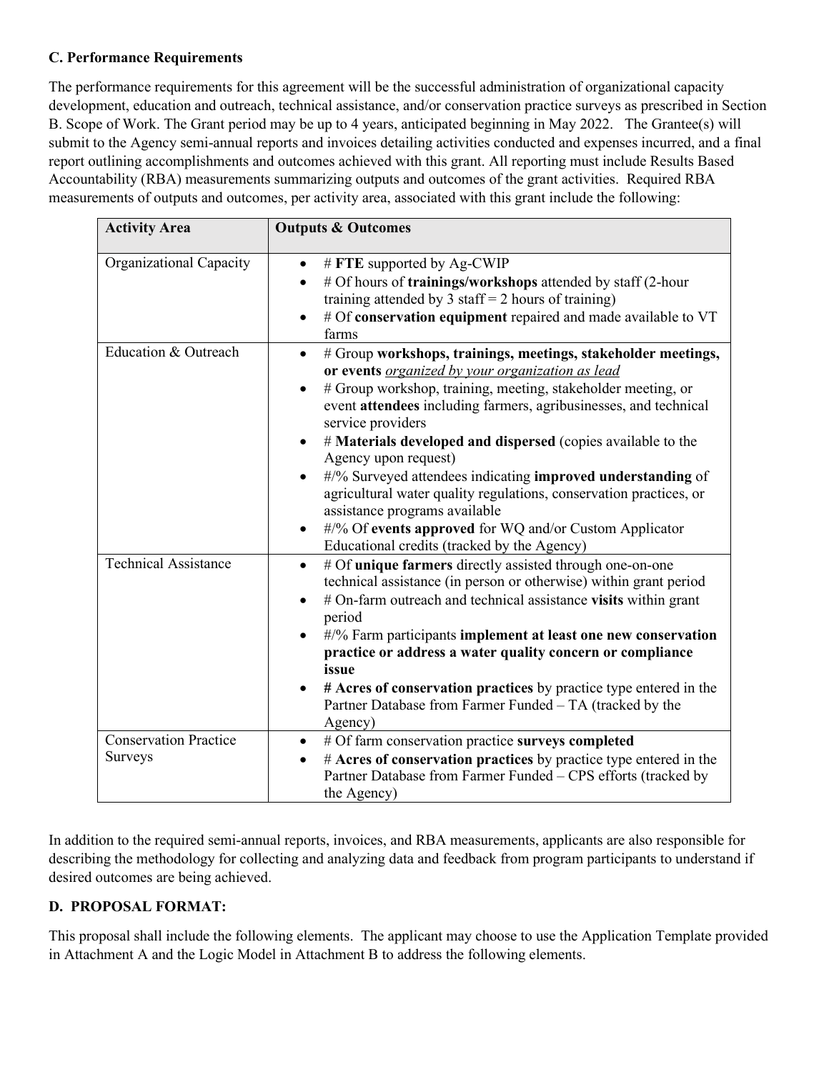### C. Performance Requirements

The performance requirements for this agreement will be the successful administration of organizational capacity development, education and outreach, technical assistance, and/or conservation practice surveys as prescribed in Section B. Scope of Work. The Grant period may be up to 4 years, anticipated beginning in May 2022. The Grantee(s) will submit to the Agency semi-annual reports and invoices detailing activities conducted and expenses incurred, and a final report outlining accomplishments and outcomes achieved with this grant. All reporting must include Results Based Accountability (RBA) measurements summarizing outputs and outcomes of the grant activities. Required RBA measurements of outputs and outcomes, per activity area, associated with this grant include the following:

| Activity Area | Outputs & Outcomes |
|---|---|
| Organizational Capacity | • # **FTE** supported by Ag-CWIP<br>• # Of hours of **trainings/workshops** attended by staff (2-hour training attended by 3 staff = 2 hours of training)<br>• # Of **conservation equipment** repaired and made available to VT farms |
| Education & Outreach | • # Group **workshops, trainings, meetings, stakeholder meetings, or events** <u>*organized by your organization as lead*</u><br>• # Group workshop, training, meeting, stakeholder meeting, or event **attendees** including farmers, agribusinesses, and technical service providers<br>• # **Materials developed and dispersed** (copies available to the Agency upon request)<br>• #/% Surveyed attendees indicating **improved understanding** of agricultural water quality regulations, conservation practices, or assistance programs available<br>• #/% Of **events approved** for WQ and/or Custom Applicator Educational credits (tracked by the Agency) |
| Technical Assistance | • # Of **unique farmers** directly assisted through one-on-one technical assistance (in person or otherwise) within grant period<br>• # On-farm outreach and technical assistance **visits** within grant period<br>• #/% Farm participants **implement at least one new conservation practice or address a water quality concern or compliance issue**<br>• **# Acres of conservation practices** by practice type entered in the Partner Database from Farmer Funded – TA (tracked by the Agency) |
| Conservation Practice Surveys | • # Of farm conservation practice **surveys completed**<br>• # **Acres of conservation practices** by practice type entered in the Partner Database from Farmer Funded – CPS efforts (tracked by the Agency) |

In addition to the required semi-annual reports, invoices, and RBA measurements, applicants are also responsible for describing the methodology for collecting and analyzing data and feedback from program participants to understand if desired outcomes are being achieved.

### D. PROPOSAL FORMAT:

This proposal shall include the following elements. The applicant may choose to use the Application Template provided in Attachment A and the Logic Model in Attachment B to address the following elements.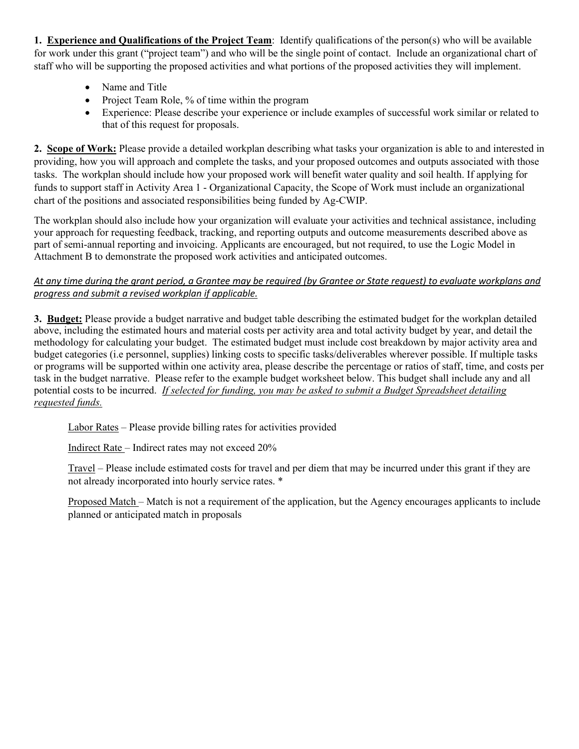**1. <u>Experience and Qualifications of the Project Team</u>**: Identify qualifications of the person(s) who will be available for work under this grant ("project team") and who will be the single point of contact. Include an organizational chart of staff who will be supporting the proposed activities and what portions of the proposed activities they will implement.

- Name and Title
- Project Team Role, % of time within the program
- Experience: Please describe your experience or include examples of successful work similar or related to that of this request for proposals.

**2. <u>Scope of Work:</u>** Please provide a detailed workplan describing what tasks your organization is able to and interested in providing, how you will approach and complete the tasks, and your proposed outcomes and outputs associated with those tasks. The workplan should include how your proposed work will benefit water quality and soil health. If applying for funds to support staff in Activity Area 1 - Organizational Capacity, the Scope of Work must include an organizational chart of the positions and associated responsibilities being funded by Ag-CWIP.

The workplan should also include how your organization will evaluate your activities and technical assistance, including your approach for requesting feedback, tracking, and reporting outputs and outcome measurements described above as part of semi-annual reporting and invoicing. Applicants are encouraged, but not required, to use the Logic Model in Attachment B to demonstrate the proposed work activities and anticipated outcomes.

*<u>At any time during the grant period, a Grantee may be required (by Grantee or State request) to evaluate workplans and progress and submit a revised workplan if applicable.</u>*

**3. <u>Budget:</u>** Please provide a budget narrative and budget table describing the estimated budget for the workplan detailed above, including the estimated hours and material costs per activity area and total activity budget by year, and detail the methodology for calculating your budget. The estimated budget must include cost breakdown by major activity area and budget categories (i.e personnel, supplies) linking costs to specific tasks/deliverables wherever possible. If multiple tasks or programs will be supported within one activity area, please describe the percentage or ratios of staff, time, and costs per task in the budget narrative. Please refer to the example budget worksheet below. This budget shall include any and all potential costs to be incurred. *<u>If selected for funding, you may be asked to submit a Budget Spreadsheet detailing requested funds.</u>*

<u>Labor Rates</u> – Please provide billing rates for activities provided

<u>Indirect Rate</u> – Indirect rates may not exceed 20%

<u>Travel</u> – Please include estimated costs for travel and per diem that may be incurred under this grant if they are not already incorporated into hourly service rates. *

<u>Proposed Match</u> – Match is not a requirement of the application, but the Agency encourages applicants to include planned or anticipated match in proposals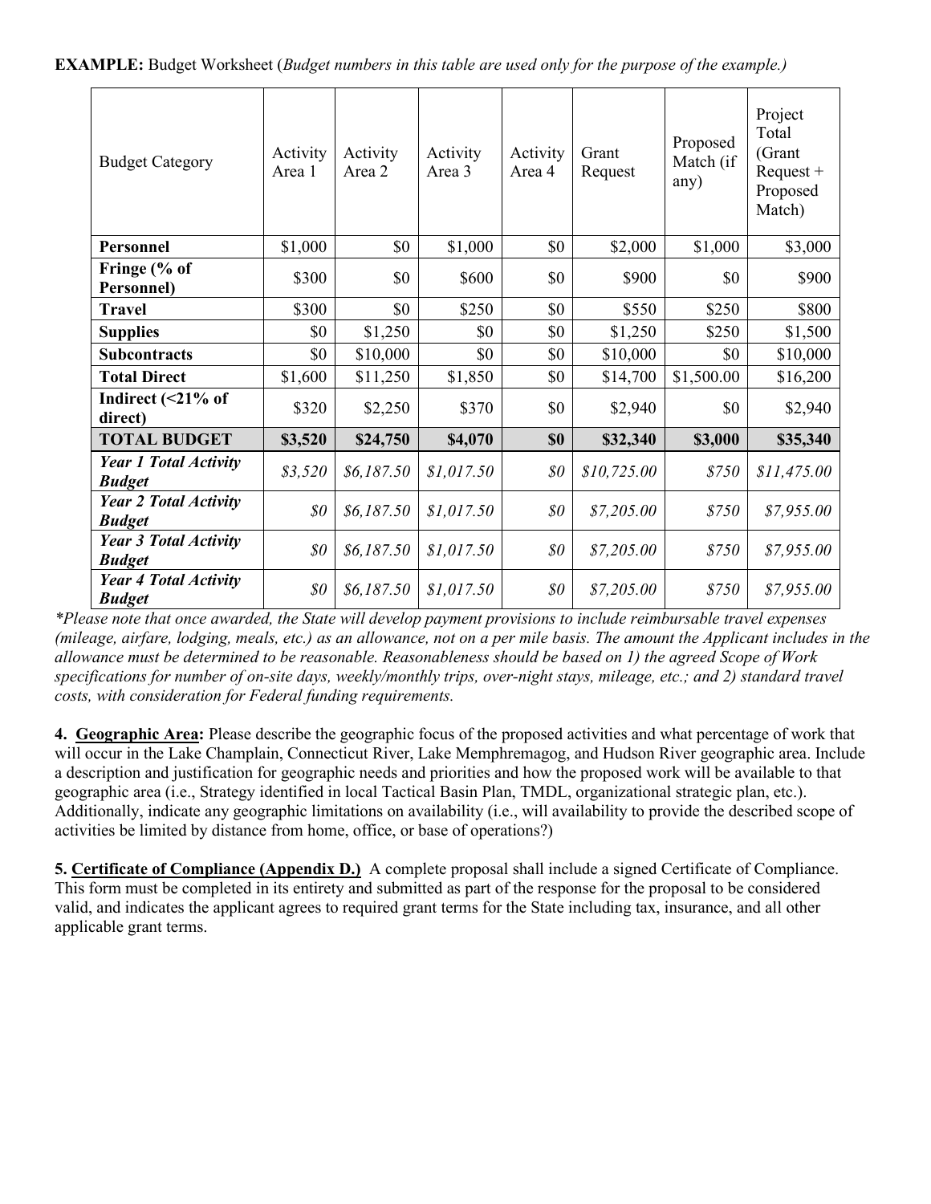**EXAMPLE:** Budget Worksheet (*Budget numbers in this table are used only for the purpose of the example.)*

| Budget Category | Activity Area 1 | Activity Area 2 | Activity Area 3 | Activity Area 4 | Grant Request | Proposed Match (if any) | Project Total (Grant Request + Proposed Match) |
|---|---|---|---|---|---|---|---|
| **Personnel** | $1,000 | $0 | $1,000 | $0 | $2,000 | $1,000 | $3,000 |
| **Fringe (% of Personnel)** | $300 | $0 | $600 | $0 | $900 | $0 | $900 |
| **Travel** | $300 | $0 | $250 | $0 | $550 | $250 | $800 |
| **Supplies** | $0 | $1,250 | $0 | $0 | $1,250 | $250 | $1,500 |
| **Subcontracts** | $0 | $10,000 | $0 | $0 | $10,000 | $0 | $10,000 |
| **Total Direct** | $1,600 | $11,250 | $1,850 | $0 | $14,700 | $1,500.00 | $16,200 |
| **Indirect (<21% of direct)** | $320 | $2,250 | $370 | $0 | $2,940 | $0 | $2,940 |
| **TOTAL BUDGET** | **$3,520** | **$24,750** | **$4,070** | **$0** | **$32,340** | **$3,000** | **$35,340** |
| ***Year 1 Total Activity Budget*** | *$3,520* | *$6,187.50* | *$1,017.50* | *$0* | *$10,725.00* | *$750* | *$11,475.00* |
| ***Year 2 Total Activity Budget*** | *$0* | *$6,187.50* | *$1,017.50* | *$0* | *$7,205.00* | *$750* | *$7,955.00* |
| ***Year 3 Total Activity Budget*** | *$0* | *$6,187.50* | *$1,017.50* | *$0* | *$7,205.00* | *$750* | *$7,955.00* |
| ***Year 4 Total Activity Budget*** | *$0* | *$6,187.50* | *$1,017.50* | *$0* | *$7,205.00* | *$750* | *$7,955.00* |

**Please note that once awarded, the State will develop payment provisions to include reimbursable travel expenses (mileage, airfare, lodging, meals, etc.) as an allowance, not on a per mile basis. The amount the Applicant includes in the allowance must be determined to be reasonable. Reasonableness should be based on 1) the agreed Scope of Work specifications for number of on-site days, weekly/monthly trips, over-night stays, mileage, etc.; and 2) standard travel costs, with consideration for Federal funding requirements.*

**4. Geographic Area:** Please describe the geographic focus of the proposed activities and what percentage of work that will occur in the Lake Champlain, Connecticut River, Lake Memphremagog, and Hudson River geographic area. Include a description and justification for geographic needs and priorities and how the proposed work will be available to that geographic area (i.e., Strategy identified in local Tactical Basin Plan, TMDL, organizational strategic plan, etc.). Additionally, indicate any geographic limitations on availability (i.e., will availability to provide the described scope of activities be limited by distance from home, office, or base of operations?)

**5. Certificate of Compliance (Appendix D.)** A complete proposal shall include a signed Certificate of Compliance. This form must be completed in its entirety and submitted as part of the response for the proposal to be considered valid, and indicates the applicant agrees to required grant terms for the State including tax, insurance, and all other applicable grant terms.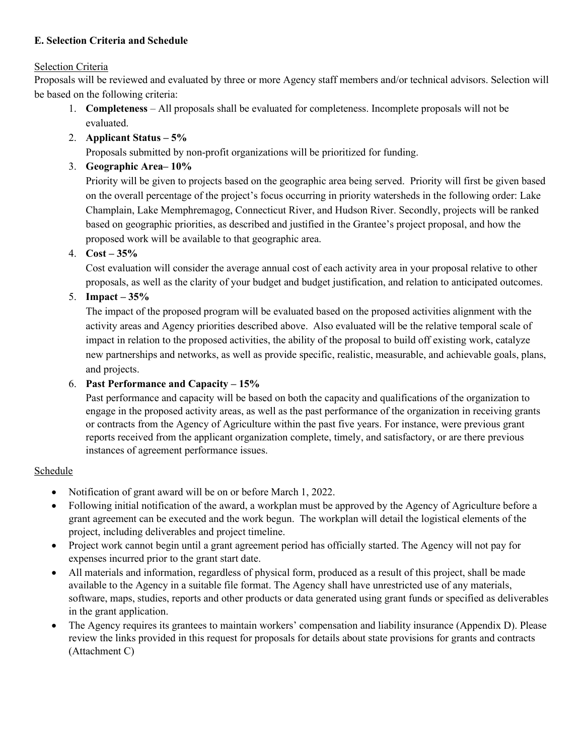**E. Selection Criteria and Schedule**

Selection Criteria

Proposals will be reviewed and evaluated by three or more Agency staff members and/or technical advisors. Selection will be based on the following criteria:

1. **Completeness** – All proposals shall be evaluated for completeness. Incomplete proposals will not be evaluated.
2. **Applicant Status – 5%**
   Proposals submitted by non-profit organizations will be prioritized for funding.
3. **Geographic Area– 10%**
   Priority will be given to projects based on the geographic area being served. Priority will first be given based on the overall percentage of the project's focus occurring in priority watersheds in the following order: Lake Champlain, Lake Memphremagog, Connecticut River, and Hudson River. Secondly, projects will be ranked based on geographic priorities, as described and justified in the Grantee's project proposal, and how the proposed work will be available to that geographic area.
4. **Cost – 35%**
   Cost evaluation will consider the average annual cost of each activity area in your proposal relative to other proposals, as well as the clarity of your budget and budget justification, and relation to anticipated outcomes.
5. **Impact – 35%**
   The impact of the proposed program will be evaluated based on the proposed activities alignment with the activity areas and Agency priorities described above. Also evaluated will be the relative temporal scale of impact in relation to the proposed activities, the ability of the proposal to build off existing work, catalyze new partnerships and networks, as well as provide specific, realistic, measurable, and achievable goals, plans, and projects.
6. **Past Performance and Capacity – 15%**
   Past performance and capacity will be based on both the capacity and qualifications of the organization to engage in the proposed activity areas, as well as the past performance of the organization in receiving grants or contracts from the Agency of Agriculture within the past five years. For instance, were previous grant reports received from the applicant organization complete, timely, and satisfactory, or are there previous instances of agreement performance issues.

Schedule

- Notification of grant award will be on or before March 1, 2022.
- Following initial notification of the award, a workplan must be approved by the Agency of Agriculture before a grant agreement can be executed and the work begun. The workplan will detail the logistical elements of the project, including deliverables and project timeline.
- Project work cannot begin until a grant agreement period has officially started. The Agency will not pay for expenses incurred prior to the grant start date.
- All materials and information, regardless of physical form, produced as a result of this project, shall be made available to the Agency in a suitable file format. The Agency shall have unrestricted use of any materials, software, maps, studies, reports and other products or data generated using grant funds or specified as deliverables in the grant application.
- The Agency requires its grantees to maintain workers' compensation and liability insurance (Appendix D). Please review the links provided in this request for proposals for details about state provisions for grants and contracts (Attachment C)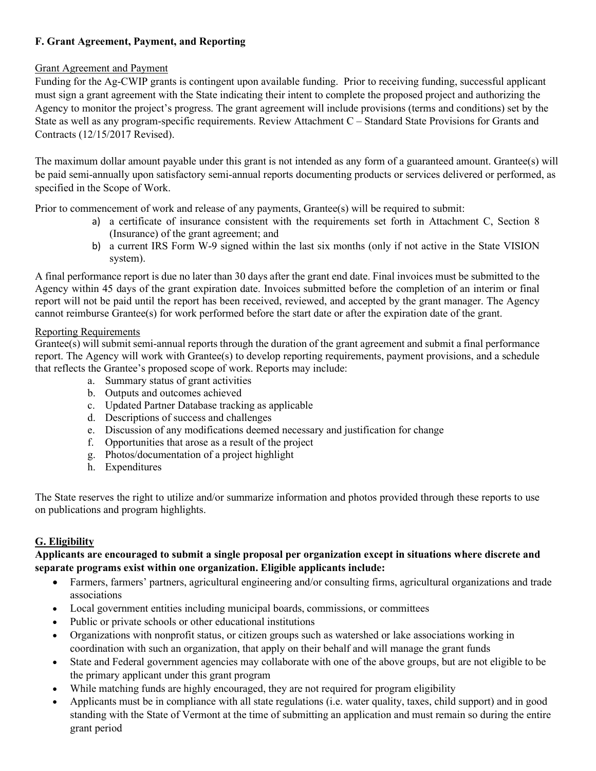## F. Grant Agreement, Payment, and Reporting

Grant Agreement and Payment

Funding for the Ag-CWIP grants is contingent upon available funding. Prior to receiving funding, successful applicant must sign a grant agreement with the State indicating their intent to complete the proposed project and authorizing the Agency to monitor the project's progress. The grant agreement will include provisions (terms and conditions) set by the State as well as any program-specific requirements. Review Attachment C – Standard State Provisions for Grants and Contracts (12/15/2017 Revised).

The maximum dollar amount payable under this grant is not intended as any form of a guaranteed amount. Grantee(s) will be paid semi-annually upon satisfactory semi-annual reports documenting products or services delivered or performed, as specified in the Scope of Work.

Prior to commencement of work and release of any payments, Grantee(s) will be required to submit:

a) a certificate of insurance consistent with the requirements set forth in Attachment C, Section 8 (Insurance) of the grant agreement; and
b) a current IRS Form W-9 signed within the last six months (only if not active in the State VISION system).

A final performance report is due no later than 30 days after the grant end date. Final invoices must be submitted to the Agency within 45 days of the grant expiration date. Invoices submitted before the completion of an interim or final report will not be paid until the report has been received, reviewed, and accepted by the grant manager. The Agency cannot reimburse Grantee(s) for work performed before the start date or after the expiration date of the grant.

Reporting Requirements

Grantee(s) will submit semi-annual reports through the duration of the grant agreement and submit a final performance report. The Agency will work with Grantee(s) to develop reporting requirements, payment provisions, and a schedule that reflects the Grantee's proposed scope of work. Reports may include:

a. Summary status of grant activities
b. Outputs and outcomes achieved
c. Updated Partner Database tracking as applicable
d. Descriptions of success and challenges
e. Discussion of any modifications deemed necessary and justification for change
f. Opportunities that arose as a result of the project
g. Photos/documentation of a project highlight
h. Expenditures

The State reserves the right to utilize and/or summarize information and photos provided through these reports to use on publications and program highlights.

## G. Eligibility

**Applicants are encouraged to submit a single proposal per organization except in situations where discrete and separate programs exist within one organization. Eligible applicants include:**

- Farmers, farmers' partners, agricultural engineering and/or consulting firms, agricultural organizations and trade associations
- Local government entities including municipal boards, commissions, or committees
- Public or private schools or other educational institutions
- Organizations with nonprofit status, or citizen groups such as watershed or lake associations working in coordination with such an organization, that apply on their behalf and will manage the grant funds
- State and Federal government agencies may collaborate with one of the above groups, but are not eligible to be the primary applicant under this grant program
- While matching funds are highly encouraged, they are not required for program eligibility
- Applicants must be in compliance with all state regulations (i.e. water quality, taxes, child support) and in good standing with the State of Vermont at the time of submitting an application and must remain so during the entire grant period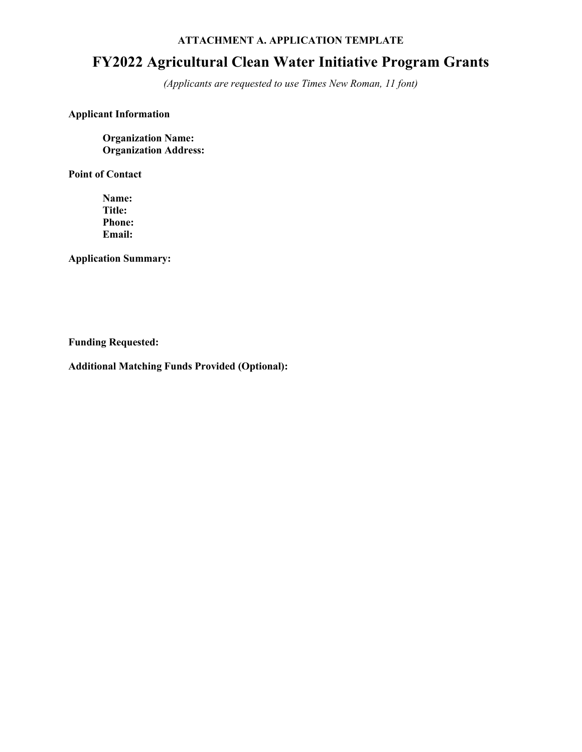**ATTACHMENT A. APPLICATION TEMPLATE**

# FY2022 Agricultural Clean Water Initiative Program Grants

*(Applicants are requested to use Times New Roman, 11 font)*

**Applicant Information**

**Organization Name:**
**Organization Address:**

**Point of Contact**

**Name:**
**Title:**
**Phone:**
**Email:**

**Application Summary:**

**Funding Requested:**

**Additional Matching Funds Provided (Optional):**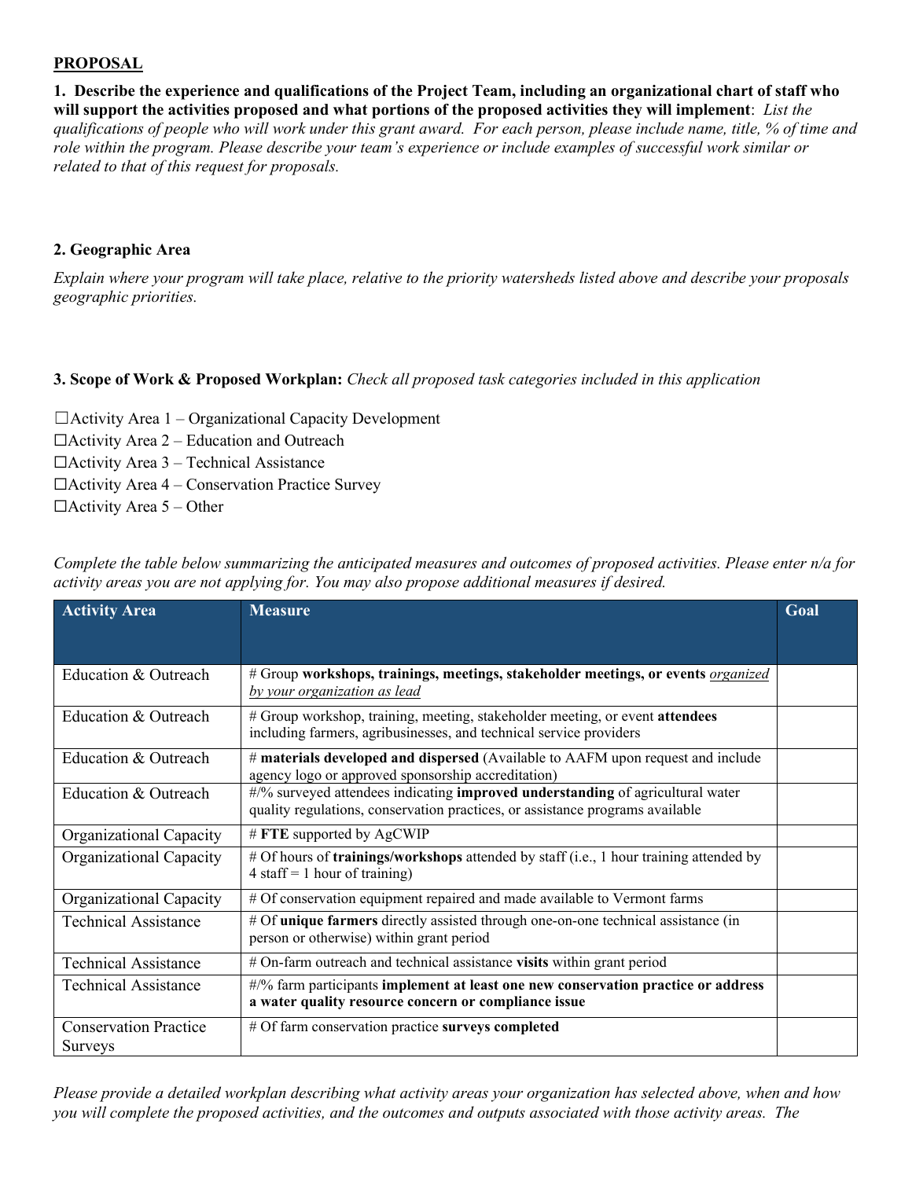**PROPOSAL**

**1. Describe the experience and qualifications of the Project Team, including an organizational chart of staff who will support the activities proposed and what portions of the proposed activities they will implement**: *List the qualifications of people who will work under this grant award. For each person, please include name, title, % of time and role within the program. Please describe your team's experience or include examples of successful work similar or related to that of this request for proposals.*

**2. Geographic Area**

*Explain where your program will take place, relative to the priority watersheds listed above and describe your proposals geographic priorities.*

**3. Scope of Work & Proposed Workplan:** *Check all proposed task categories included in this application*

☐Activity Area 1 – Organizational Capacity Development
☐Activity Area 2 – Education and Outreach
☐Activity Area 3 – Technical Assistance
☐Activity Area 4 – Conservation Practice Survey
☐Activity Area 5 – Other

*Complete the table below summarizing the anticipated measures and outcomes of proposed activities. Please enter n/a for activity areas you are not applying for. You may also propose additional measures if desired.*

| Activity Area | Measure | Goal |
|---|---|---|
| Education & Outreach | # Group **workshops, trainings, meetings, stakeholder meetings, or events** <u>*organized by your organization as lead*</u> | |
| Education & Outreach | # Group workshop, training, meeting, stakeholder meeting, or event **attendees** including farmers, agribusinesses, and technical service providers | |
| Education & Outreach | # **materials developed and dispersed** (Available to AAFM upon request and include agency logo or approved sponsorship accreditation) | |
| Education & Outreach | #/% surveyed attendees indicating **improved understanding** of agricultural water quality regulations, conservation practices, or assistance programs available | |
| Organizational Capacity | # **FTE** supported by AgCWIP | |
| Organizational Capacity | # Of hours of **trainings/workshops** attended by staff (i.e., 1 hour training attended by 4 staff = 1 hour of training) | |
| Organizational Capacity | # Of conservation equipment repaired and made available to Vermont farms | |
| Technical Assistance | # Of **unique farmers** directly assisted through one-on-one technical assistance (in person or otherwise) within grant period | |
| Technical Assistance | # On-farm outreach and technical assistance **visits** within grant period | |
| Technical Assistance | #/% farm participants **implement at least one new conservation practice or address a water quality resource concern or compliance issue** | |
| Conservation Practice Surveys | # Of farm conservation practice **surveys completed** | |

*Please provide a detailed workplan describing what activity areas your organization has selected above, when and how you will complete the proposed activities, and the outcomes and outputs associated with those activity areas. The*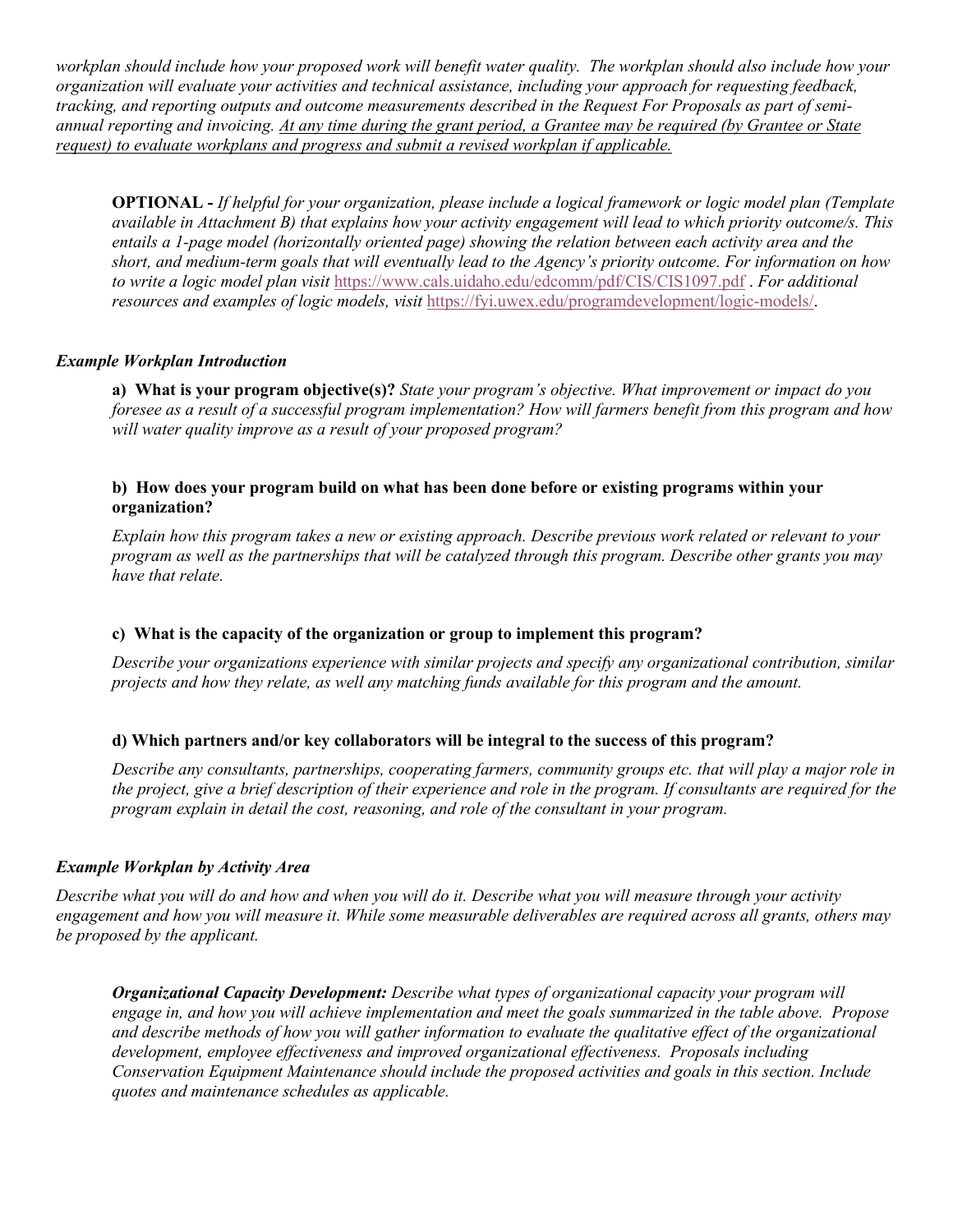*workplan should include how your proposed work will benefit water quality. The workplan should also include how your organization will evaluate your activities and technical assistance, including your approach for requesting feedback, tracking, and reporting outputs and outcome measurements described in the Request For Proposals as part of semi-annual reporting and invoicing. <u>At any time during the grant period, a Grantee may be required (by Grantee or State request) to evaluate workplans and progress and submit a revised workplan if applicable.</u>*

> **OPTIONAL -** *If helpful for your organization, please include a logical framework or logic model plan (Template available in Attachment B) that explains how your activity engagement will lead to which priority outcome/s. This entails a 1-page model (horizontally oriented page) showing the relation between each activity area and the short, and medium-term goals that will eventually lead to the Agency's priority outcome. For information on how to write a logic model plan visit* https://www.cals.uidaho.edu/edcomm/pdf/CIS/CIS1097.pdf *. For additional resources and examples of logic models, visit* https://fyi.uwex.edu/programdevelopment/logic-models/.

***Example Workplan Introduction***

**a) What is your program objective(s)?** *State your program's objective. What improvement or impact do you foresee as a result of a successful program implementation? How will farmers benefit from this program and how will water quality improve as a result of your proposed program?*

**b) How does your program build on what has been done before or existing programs within your organization?**

*Explain how this program takes a new or existing approach. Describe previous work related or relevant to your program as well as the partnerships that will be catalyzed through this program. Describe other grants you may have that relate.*

**c) What is the capacity of the organization or group to implement this program?**

*Describe your organizations experience with similar projects and specify any organizational contribution, similar projects and how they relate, as well any matching funds available for this program and the amount.*

**d) Which partners and/or key collaborators will be integral to the success of this program?**

*Describe any consultants, partnerships, cooperating farmers, community groups etc. that will play a major role in the project, give a brief description of their experience and role in the program. If consultants are required for the program explain in detail the cost, reasoning, and role of the consultant in your program.*

***Example Workplan by Activity Area***

*Describe what you will do and how and when you will do it. Describe what you will measure through your activity engagement and how you will measure it. While some measurable deliverables are required across all grants, others may be proposed by the applicant.*

> ***Organizational Capacity Development:*** *Describe what types of organizational capacity your program will engage in, and how you will achieve implementation and meet the goals summarized in the table above. Propose and describe methods of how you will gather information to evaluate the qualitative effect of the organizational development, employee effectiveness and improved organizational effectiveness. Proposals including Conservation Equipment Maintenance should include the proposed activities and goals in this section. Include quotes and maintenance schedules as applicable.*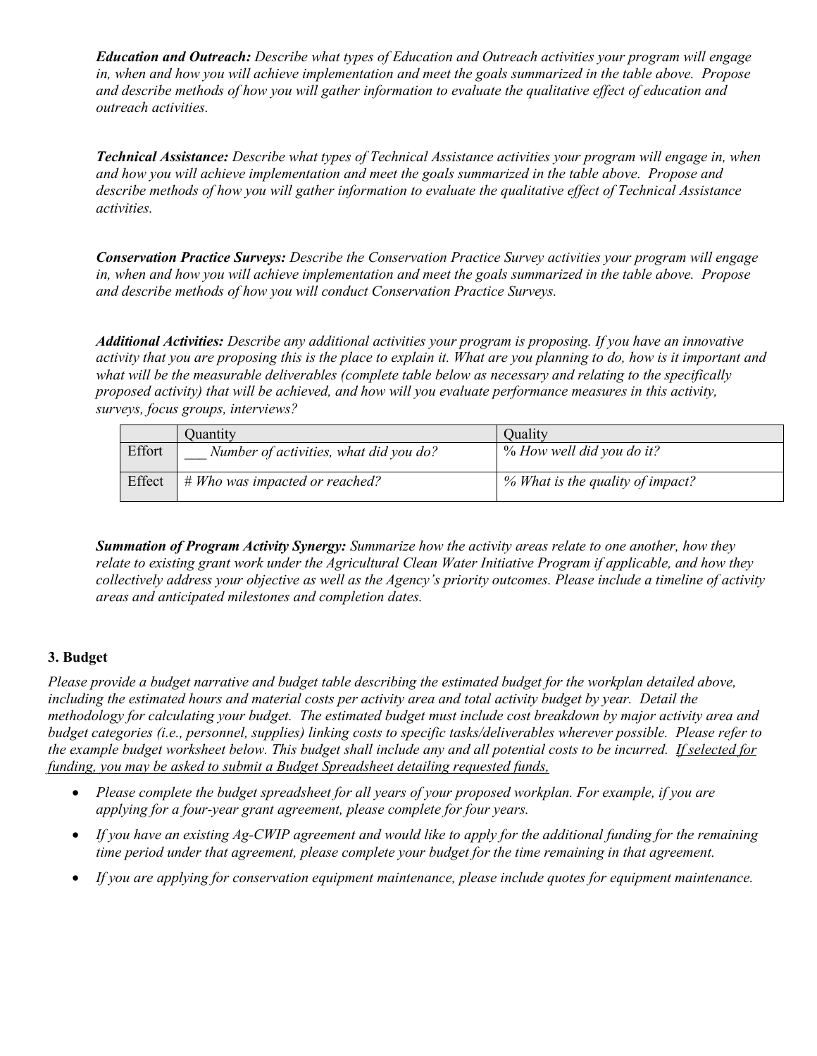***Education and Outreach:*** *Describe what types of Education and Outreach activities your program will engage in, when and how you will achieve implementation and meet the goals summarized in the table above. Propose and describe methods of how you will gather information to evaluate the qualitative effect of education and outreach activities.*

***Technical Assistance:*** *Describe what types of Technical Assistance activities your program will engage in, when and how you will achieve implementation and meet the goals summarized in the table above. Propose and describe methods of how you will gather information to evaluate the qualitative effect of Technical Assistance activities.*

***Conservation Practice Surveys:*** *Describe the Conservation Practice Survey activities your program will engage in, when and how you will achieve implementation and meet the goals summarized in the table above. Propose and describe methods of how you will conduct Conservation Practice Surveys.*

***Additional Activities:*** *Describe any additional activities your program is proposing. If you have an innovative activity that you are proposing this is the place to explain it. What are you planning to do, how is it important and what will be the measurable deliverables (complete table below as necessary and relating to the specifically proposed activity) that will be achieved, and how will you evaluate performance measures in this activity, surveys, focus groups, interviews?*

| | Quantity | Quality |
|---|---|---|
| Effort | ___ *Number of activities, what did you do?* | *% How well did you do it?* |
| Effect | *# Who was impacted or reached?* | *% What is the quality of impact?* |

***Summation of Program Activity Synergy:*** *Summarize how the activity areas relate to one another, how they relate to existing grant work under the Agricultural Clean Water Initiative Program if applicable, and how they collectively address your objective as well as the Agency's priority outcomes. Please include a timeline of activity areas and anticipated milestones and completion dates.*

### 3. Budget

*Please provide a budget narrative and budget table describing the estimated budget for the workplan detailed above, including the estimated hours and material costs per activity area and total activity budget by year. Detail the methodology for calculating your budget. The estimated budget must include cost breakdown by major activity area and budget categories (i.e., personnel, supplies) linking costs to specific tasks/deliverables wherever possible. Please refer to the example budget worksheet below. This budget shall include any and all potential costs to be incurred. <u>If selected for funding, you may be asked to submit a Budget Spreadsheet detailing requested funds,</u>*

- *Please complete the budget spreadsheet for all years of your proposed workplan. For example, if you are applying for a four-year grant agreement, please complete for four years.*
- *If you have an existing Ag-CWIP agreement and would like to apply for the additional funding for the remaining time period under that agreement, please complete your budget for the time remaining in that agreement.*
- *If you are applying for conservation equipment maintenance, please include quotes for equipment maintenance.*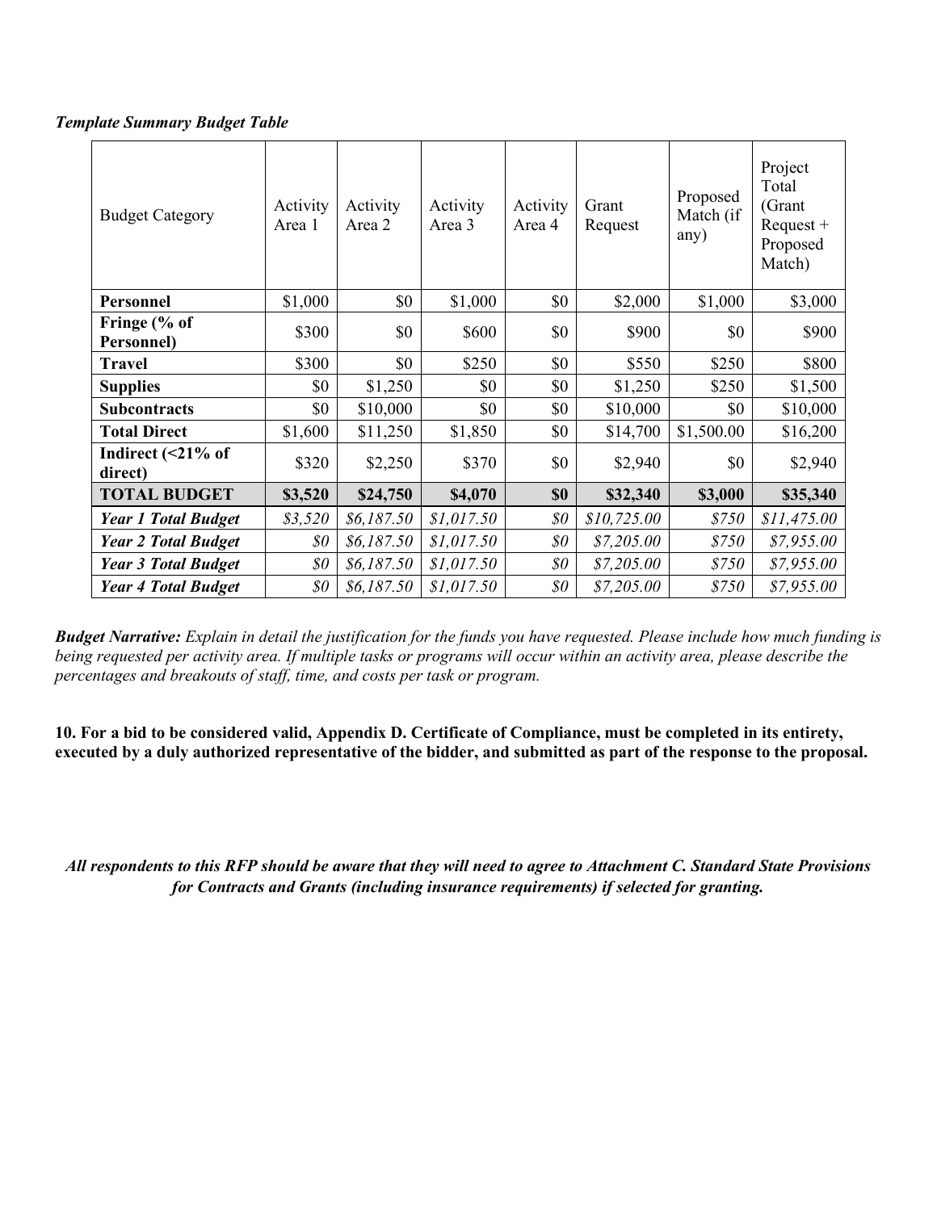***Template Summary Budget Table***

| Budget Category | Activity Area 1 | Activity Area 2 | Activity Area 3 | Activity Area 4 | Grant Request | Proposed Match (if any) | Project Total (Grant Request + Proposed Match) |
|---|---|---|---|---|---|---|---|
| **Personnel** | $1,000 | $0 | $1,000 | $0 | $2,000 | $1,000 | $3,000 |
| **Fringe (% of Personnel)** | $300 | $0 | $600 | $0 | $900 | $0 | $900 |
| **Travel** | $300 | $0 | $250 | $0 | $550 | $250 | $800 |
| **Supplies** | $0 | $1,250 | $0 | $0 | $1,250 | $250 | $1,500 |
| **Subcontracts** | $0 | $10,000 | $0 | $0 | $10,000 | $0 | $10,000 |
| **Total Direct** | $1,600 | $11,250 | $1,850 | $0 | $14,700 | $1,500.00 | $16,200 |
| **Indirect (<21% of direct)** | $320 | $2,250 | $370 | $0 | $2,940 | $0 | $2,940 |
| **TOTAL BUDGET** | **$3,520** | **$24,750** | **$4,070** | **$0** | **$32,340** | **$3,000** | **$35,340** |
| ***Year 1 Total Budget*** | *$3,520* | *$6,187.50* | *$1,017.50* | *$0* | *$10,725.00* | *$750* | *$11,475.00* |
| ***Year 2 Total Budget*** | *$0* | *$6,187.50* | *$1,017.50* | *$0* | *$7,205.00* | *$750* | *$7,955.00* |
| ***Year 3 Total Budget*** | *$0* | *$6,187.50* | *$1,017.50* | *$0* | *$7,205.00* | *$750* | *$7,955.00* |
| ***Year 4 Total Budget*** | *$0* | *$6,187.50* | *$1,017.50* | *$0* | *$7,205.00* | *$750* | *$7,955.00* |

***Budget Narrative:*** *Explain in detail the justification for the funds you have requested. Please include how much funding is being requested per activity area. If multiple tasks or programs will occur within an activity area, please describe the percentages and breakouts of staff, time, and costs per task or program.*

**10. For a bid to be considered valid, Appendix D. Certificate of Compliance, must be completed in its entirety, executed by a duly authorized representative of the bidder, and submitted as part of the response to the proposal.**

***All respondents to this RFP should be aware that they will need to agree to Attachment C. Standard State Provisions for Contracts and Grants (including insurance requirements) if selected for granting.***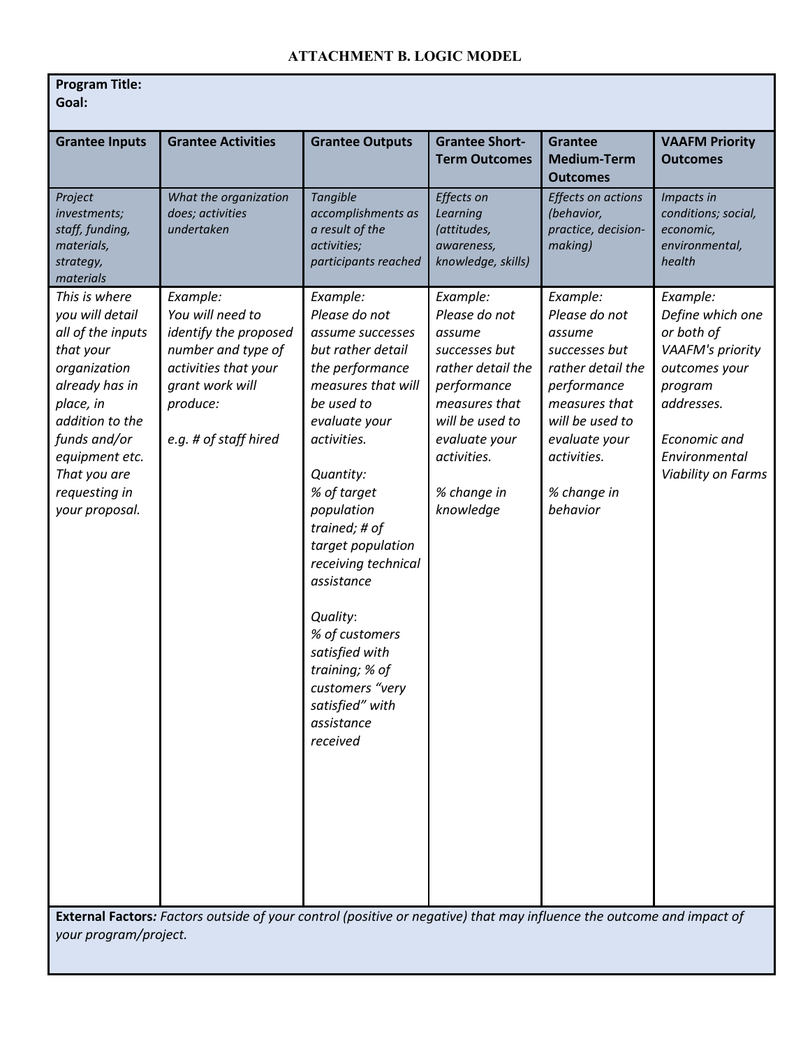# ATTACHMENT B. LOGIC MODEL

**Program Title:**
**Goal:**

| Grantee Inputs | Grantee Activities | Grantee Outputs | Grantee Short-Term Outcomes | Grantee Medium-Term Outcomes | VAAFM Priority Outcomes |
|---|---|---|---|---|---|
| *Project investments; staff, funding, materials, strategy, materials* | *What the organization does; activities undertaken* | *Tangible accomplishments as a result of the activities; participants reached* | *Effects on Learning (attitudes, awareness, knowledge, skills)* | *Effects on actions (behavior, practice, decision-making)* | *Impacts in conditions; social, economic, environmental, health* |
| *This is where you will detail all of the inputs that your organization already has in place, in addition to the funds and/or equipment etc. That you are requesting in your proposal.* | *Example:*<br>*You will need to identify the proposed number and type of activities that your grant work will produce:*<br><br>*e.g. # of staff hired* | *Example:*<br>*Please do not assume successes but rather detail the performance measures that will be used to evaluate your activities.*<br><br>*Quantity:*<br>*% of target population trained; # of target population receiving technical assistance*<br><br>*Quality:*<br>*% of customers satisfied with training; % of customers "very satisfied" with assistance received* | *Example:*<br>*Please do not assume successes but rather detail the performance measures that will be used to evaluate your activities.*<br><br>*% change in knowledge* | *Example:*<br>*Please do not assume successes but rather detail the performance measures that will be used to evaluate your activities.*<br><br>*% change in behavior* | *Example:*<br>*Define which one or both of VAAFM's priority outcomes your program addresses.*<br><br>*Economic and Environmental Viability on Farms* |

**External Factors:** *Factors outside of your control (positive or negative) that may influence the outcome and impact of your program/project.*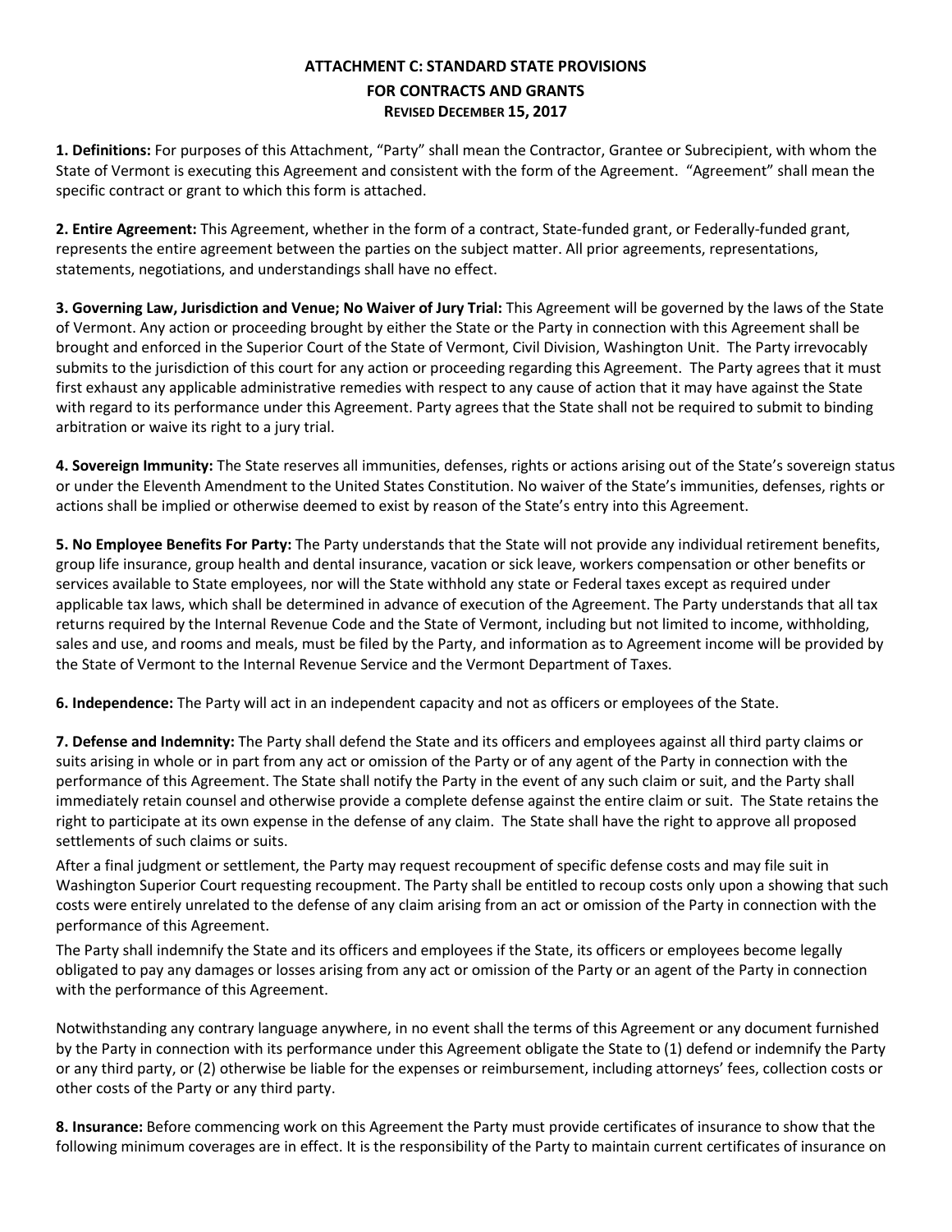# ATTACHMENT C: STANDARD STATE PROVISIONS FOR CONTRACTS AND GRANTS

**REVISED DECEMBER 15, 2017**

**1. Definitions:** For purposes of this Attachment, "Party" shall mean the Contractor, Grantee or Subrecipient, with whom the State of Vermont is executing this Agreement and consistent with the form of the Agreement. "Agreement" shall mean the specific contract or grant to which this form is attached.

**2. Entire Agreement:** This Agreement, whether in the form of a contract, State-funded grant, or Federally-funded grant, represents the entire agreement between the parties on the subject matter. All prior agreements, representations, statements, negotiations, and understandings shall have no effect.

**3. Governing Law, Jurisdiction and Venue; No Waiver of Jury Trial:** This Agreement will be governed by the laws of the State of Vermont. Any action or proceeding brought by either the State or the Party in connection with this Agreement shall be brought and enforced in the Superior Court of the State of Vermont, Civil Division, Washington Unit. The Party irrevocably submits to the jurisdiction of this court for any action or proceeding regarding this Agreement. The Party agrees that it must first exhaust any applicable administrative remedies with respect to any cause of action that it may have against the State with regard to its performance under this Agreement. Party agrees that the State shall not be required to submit to binding arbitration or waive its right to a jury trial.

**4. Sovereign Immunity:** The State reserves all immunities, defenses, rights or actions arising out of the State's sovereign status or under the Eleventh Amendment to the United States Constitution. No waiver of the State's immunities, defenses, rights or actions shall be implied or otherwise deemed to exist by reason of the State's entry into this Agreement.

**5. No Employee Benefits For Party:** The Party understands that the State will not provide any individual retirement benefits, group life insurance, group health and dental insurance, vacation or sick leave, workers compensation or other benefits or services available to State employees, nor will the State withhold any state or Federal taxes except as required under applicable tax laws, which shall be determined in advance of execution of the Agreement. The Party understands that all tax returns required by the Internal Revenue Code and the State of Vermont, including but not limited to income, withholding, sales and use, and rooms and meals, must be filed by the Party, and information as to Agreement income will be provided by the State of Vermont to the Internal Revenue Service and the Vermont Department of Taxes.

**6. Independence:** The Party will act in an independent capacity and not as officers or employees of the State.

**7. Defense and Indemnity:** The Party shall defend the State and its officers and employees against all third party claims or suits arising in whole or in part from any act or omission of the Party or of any agent of the Party in connection with the performance of this Agreement. The State shall notify the Party in the event of any such claim or suit, and the Party shall immediately retain counsel and otherwise provide a complete defense against the entire claim or suit. The State retains the right to participate at its own expense in the defense of any claim. The State shall have the right to approve all proposed settlements of such claims or suits.

After a final judgment or settlement, the Party may request recoupment of specific defense costs and may file suit in Washington Superior Court requesting recoupment. The Party shall be entitled to recoup costs only upon a showing that such costs were entirely unrelated to the defense of any claim arising from an act or omission of the Party in connection with the performance of this Agreement.

The Party shall indemnify the State and its officers and employees if the State, its officers or employees become legally obligated to pay any damages or losses arising from any act or omission of the Party or an agent of the Party in connection with the performance of this Agreement.

Notwithstanding any contrary language anywhere, in no event shall the terms of this Agreement or any document furnished by the Party in connection with its performance under this Agreement obligate the State to (1) defend or indemnify the Party or any third party, or (2) otherwise be liable for the expenses or reimbursement, including attorneys' fees, collection costs or other costs of the Party or any third party.

**8. Insurance:** Before commencing work on this Agreement the Party must provide certificates of insurance to show that the following minimum coverages are in effect. It is the responsibility of the Party to maintain current certificates of insurance on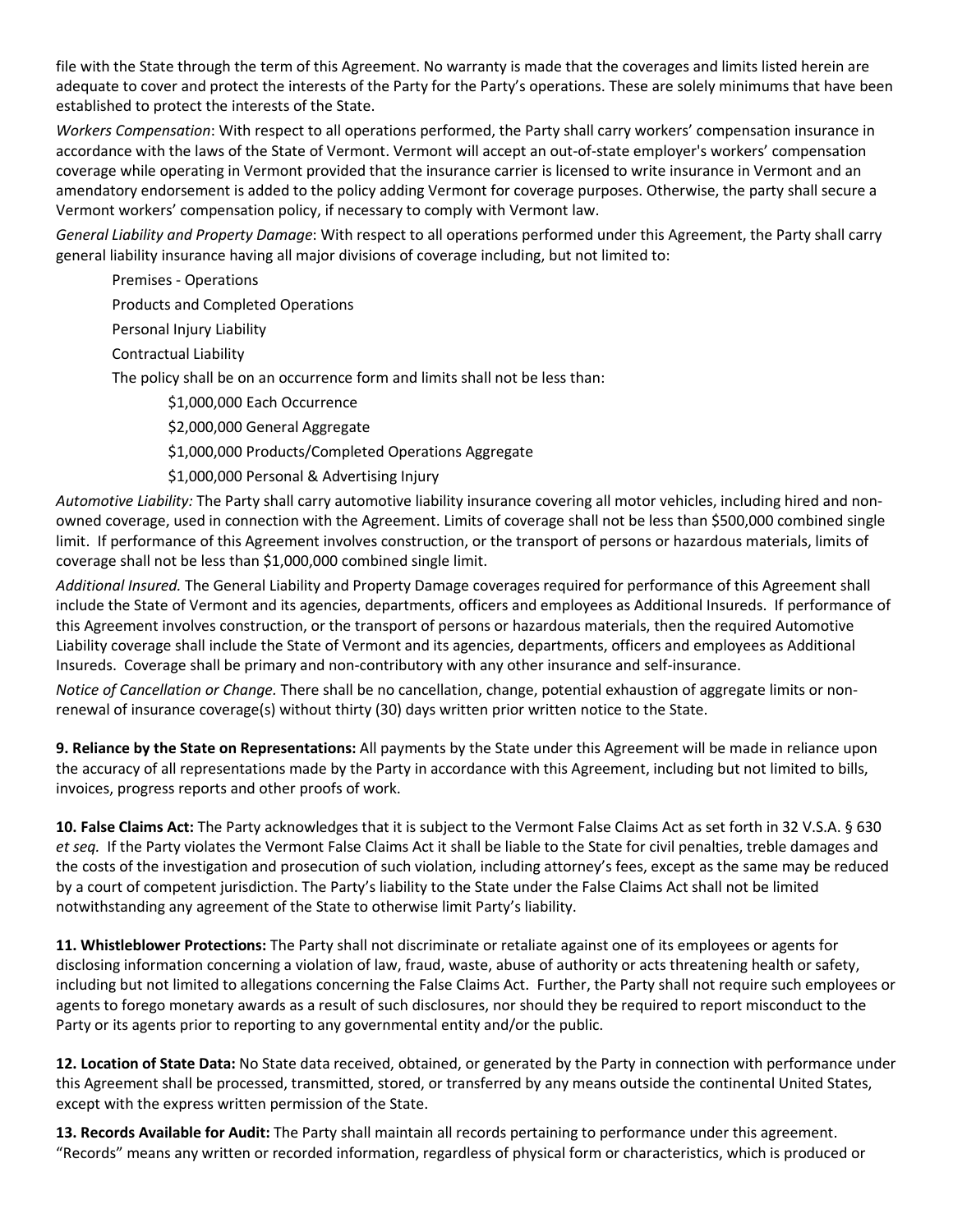file with the State through the term of this Agreement. No warranty is made that the coverages and limits listed herein are adequate to cover and protect the interests of the Party for the Party's operations. These are solely minimums that have been established to protect the interests of the State.

*Workers Compensation*: With respect to all operations performed, the Party shall carry workers' compensation insurance in accordance with the laws of the State of Vermont. Vermont will accept an out-of-state employer's workers' compensation coverage while operating in Vermont provided that the insurance carrier is licensed to write insurance in Vermont and an amendatory endorsement is added to the policy adding Vermont for coverage purposes. Otherwise, the party shall secure a Vermont workers' compensation policy, if necessary to comply with Vermont law.

*General Liability and Property Damage*: With respect to all operations performed under this Agreement, the Party shall carry general liability insurance having all major divisions of coverage including, but not limited to:

Premises - Operations

Products and Completed Operations

Personal Injury Liability

Contractual Liability

The policy shall be on an occurrence form and limits shall not be less than:

$1,000,000 Each Occurrence

$2,000,000 General Aggregate

$1,000,000 Products/Completed Operations Aggregate

$1,000,000 Personal & Advertising Injury

*Automotive Liability:* The Party shall carry automotive liability insurance covering all motor vehicles, including hired and non-owned coverage, used in connection with the Agreement. Limits of coverage shall not be less than $500,000 combined single limit. If performance of this Agreement involves construction, or the transport of persons or hazardous materials, limits of coverage shall not be less than $1,000,000 combined single limit.

*Additional Insured.* The General Liability and Property Damage coverages required for performance of this Agreement shall include the State of Vermont and its agencies, departments, officers and employees as Additional Insureds. If performance of this Agreement involves construction, or the transport of persons or hazardous materials, then the required Automotive Liability coverage shall include the State of Vermont and its agencies, departments, officers and employees as Additional Insureds. Coverage shall be primary and non-contributory with any other insurance and self-insurance.

*Notice of Cancellation or Change.* There shall be no cancellation, change, potential exhaustion of aggregate limits or non-renewal of insurance coverage(s) without thirty (30) days written prior written notice to the State.

**9. Reliance by the State on Representations:** All payments by the State under this Agreement will be made in reliance upon the accuracy of all representations made by the Party in accordance with this Agreement, including but not limited to bills, invoices, progress reports and other proofs of work.

**10. False Claims Act:** The Party acknowledges that it is subject to the Vermont False Claims Act as set forth in 32 V.S.A. § 630 *et seq.* If the Party violates the Vermont False Claims Act it shall be liable to the State for civil penalties, treble damages and the costs of the investigation and prosecution of such violation, including attorney's fees, except as the same may be reduced by a court of competent jurisdiction. The Party's liability to the State under the False Claims Act shall not be limited notwithstanding any agreement of the State to otherwise limit Party's liability.

**11. Whistleblower Protections:** The Party shall not discriminate or retaliate against one of its employees or agents for disclosing information concerning a violation of law, fraud, waste, abuse of authority or acts threatening health or safety, including but not limited to allegations concerning the False Claims Act. Further, the Party shall not require such employees or agents to forego monetary awards as a result of such disclosures, nor should they be required to report misconduct to the Party or its agents prior to reporting to any governmental entity and/or the public.

**12. Location of State Data:** No State data received, obtained, or generated by the Party in connection with performance under this Agreement shall be processed, transmitted, stored, or transferred by any means outside the continental United States, except with the express written permission of the State.

**13. Records Available for Audit:** The Party shall maintain all records pertaining to performance under this agreement. "Records" means any written or recorded information, regardless of physical form or characteristics, which is produced or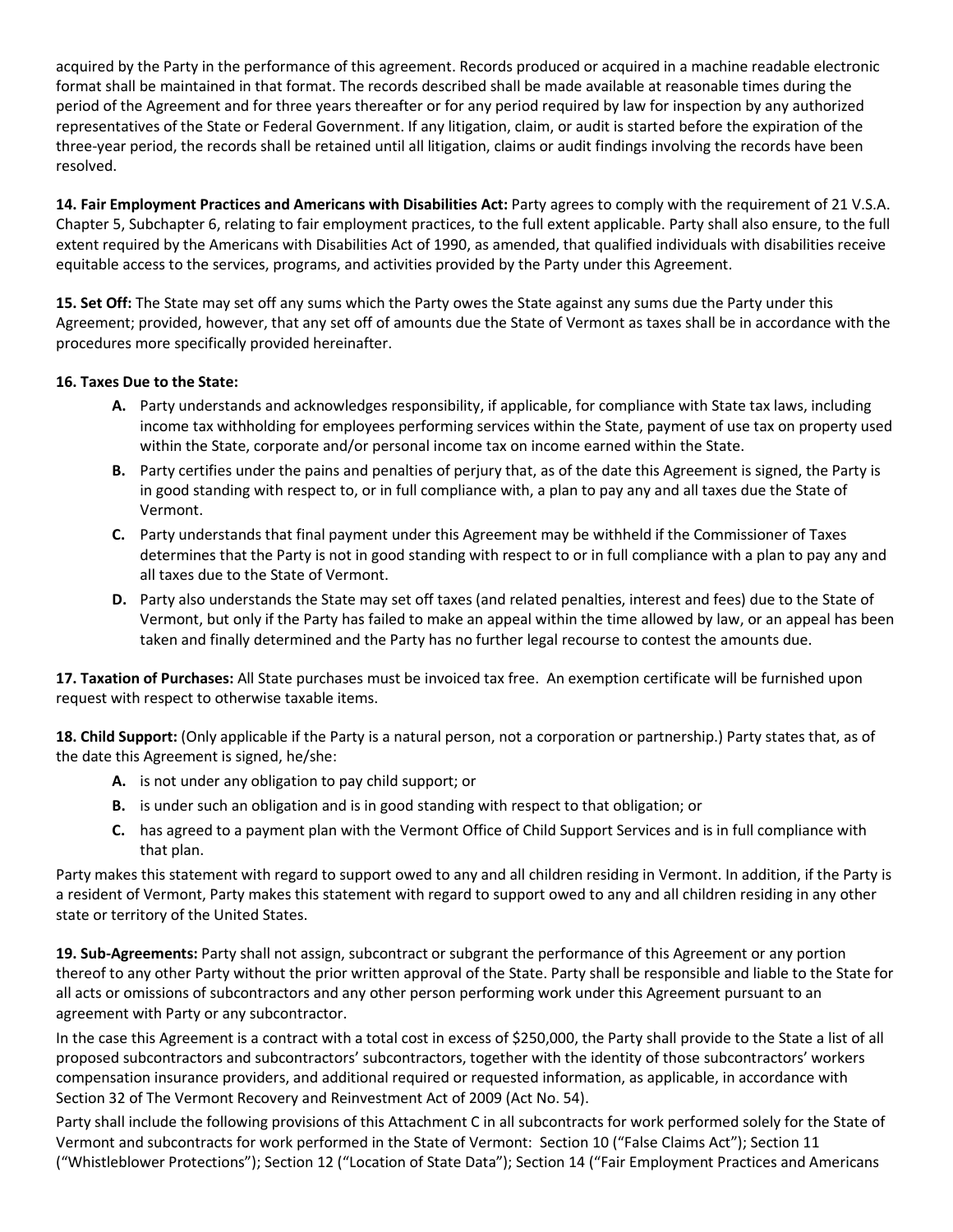acquired by the Party in the performance of this agreement. Records produced or acquired in a machine readable electronic format shall be maintained in that format. The records described shall be made available at reasonable times during the period of the Agreement and for three years thereafter or for any period required by law for inspection by any authorized representatives of the State or Federal Government. If any litigation, claim, or audit is started before the expiration of the three-year period, the records shall be retained until all litigation, claims or audit findings involving the records have been resolved.

**14. Fair Employment Practices and Americans with Disabilities Act:** Party agrees to comply with the requirement of 21 V.S.A. Chapter 5, Subchapter 6, relating to fair employment practices, to the full extent applicable. Party shall also ensure, to the full extent required by the Americans with Disabilities Act of 1990, as amended, that qualified individuals with disabilities receive equitable access to the services, programs, and activities provided by the Party under this Agreement.

**15. Set Off:** The State may set off any sums which the Party owes the State against any sums due the Party under this Agreement; provided, however, that any set off of amounts due the State of Vermont as taxes shall be in accordance with the procedures more specifically provided hereinafter.

**16. Taxes Due to the State:**

- **A.** Party understands and acknowledges responsibility, if applicable, for compliance with State tax laws, including income tax withholding for employees performing services within the State, payment of use tax on property used within the State, corporate and/or personal income tax on income earned within the State.
- **B.** Party certifies under the pains and penalties of perjury that, as of the date this Agreement is signed, the Party is in good standing with respect to, or in full compliance with, a plan to pay any and all taxes due the State of Vermont.
- **C.** Party understands that final payment under this Agreement may be withheld if the Commissioner of Taxes determines that the Party is not in good standing with respect to or in full compliance with a plan to pay any and all taxes due to the State of Vermont.
- **D.** Party also understands the State may set off taxes (and related penalties, interest and fees) due to the State of Vermont, but only if the Party has failed to make an appeal within the time allowed by law, or an appeal has been taken and finally determined and the Party has no further legal recourse to contest the amounts due.

**17. Taxation of Purchases:** All State purchases must be invoiced tax free. An exemption certificate will be furnished upon request with respect to otherwise taxable items.

**18. Child Support:** (Only applicable if the Party is a natural person, not a corporation or partnership.) Party states that, as of the date this Agreement is signed, he/she:

- **A.** is not under any obligation to pay child support; or
- **B.** is under such an obligation and is in good standing with respect to that obligation; or
- **C.** has agreed to a payment plan with the Vermont Office of Child Support Services and is in full compliance with that plan.

Party makes this statement with regard to support owed to any and all children residing in Vermont. In addition, if the Party is a resident of Vermont, Party makes this statement with regard to support owed to any and all children residing in any other state or territory of the United States.

**19. Sub-Agreements:** Party shall not assign, subcontract or subgrant the performance of this Agreement or any portion thereof to any other Party without the prior written approval of the State. Party shall be responsible and liable to the State for all acts or omissions of subcontractors and any other person performing work under this Agreement pursuant to an agreement with Party or any subcontractor.

In the case this Agreement is a contract with a total cost in excess of $250,000, the Party shall provide to the State a list of all proposed subcontractors and subcontractors' subcontractors, together with the identity of those subcontractors' workers compensation insurance providers, and additional required or requested information, as applicable, in accordance with Section 32 of The Vermont Recovery and Reinvestment Act of 2009 (Act No. 54).

Party shall include the following provisions of this Attachment C in all subcontracts for work performed solely for the State of Vermont and subcontracts for work performed in the State of Vermont: Section 10 ("False Claims Act"); Section 11 ("Whistleblower Protections"); Section 12 ("Location of State Data"); Section 14 ("Fair Employment Practices and Americans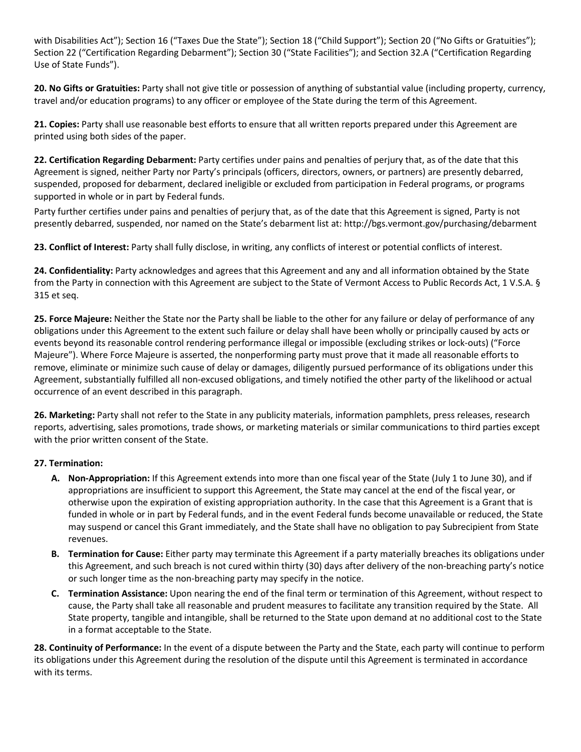with Disabilities Act"); Section 16 ("Taxes Due the State"); Section 18 ("Child Support"); Section 20 ("No Gifts or Gratuities"); Section 22 ("Certification Regarding Debarment"); Section 30 ("State Facilities"); and Section 32.A ("Certification Regarding Use of State Funds").

**20. No Gifts or Gratuities:** Party shall not give title or possession of anything of substantial value (including property, currency, travel and/or education programs) to any officer or employee of the State during the term of this Agreement.

**21. Copies:** Party shall use reasonable best efforts to ensure that all written reports prepared under this Agreement are printed using both sides of the paper.

**22. Certification Regarding Debarment:** Party certifies under pains and penalties of perjury that, as of the date that this Agreement is signed, neither Party nor Party's principals (officers, directors, owners, or partners) are presently debarred, suspended, proposed for debarment, declared ineligible or excluded from participation in Federal programs, or programs supported in whole or in part by Federal funds.

Party further certifies under pains and penalties of perjury that, as of the date that this Agreement is signed, Party is not presently debarred, suspended, nor named on the State's debarment list at: http://bgs.vermont.gov/purchasing/debarment

**23. Conflict of Interest:** Party shall fully disclose, in writing, any conflicts of interest or potential conflicts of interest.

**24. Confidentiality:** Party acknowledges and agrees that this Agreement and any and all information obtained by the State from the Party in connection with this Agreement are subject to the State of Vermont Access to Public Records Act, 1 V.S.A. § 315 et seq.

**25. Force Majeure:** Neither the State nor the Party shall be liable to the other for any failure or delay of performance of any obligations under this Agreement to the extent such failure or delay shall have been wholly or principally caused by acts or events beyond its reasonable control rendering performance illegal or impossible (excluding strikes or lock-outs) ("Force Majeure"). Where Force Majeure is asserted, the nonperforming party must prove that it made all reasonable efforts to remove, eliminate or minimize such cause of delay or damages, diligently pursued performance of its obligations under this Agreement, substantially fulfilled all non-excused obligations, and timely notified the other party of the likelihood or actual occurrence of an event described in this paragraph.

**26. Marketing:** Party shall not refer to the State in any publicity materials, information pamphlets, press releases, research reports, advertising, sales promotions, trade shows, or marketing materials or similar communications to third parties except with the prior written consent of the State.

**27. Termination:**

A. **Non-Appropriation:** If this Agreement extends into more than one fiscal year of the State (July 1 to June 30), and if appropriations are insufficient to support this Agreement, the State may cancel at the end of the fiscal year, or otherwise upon the expiration of existing appropriation authority. In the case that this Agreement is a Grant that is funded in whole or in part by Federal funds, and in the event Federal funds become unavailable or reduced, the State may suspend or cancel this Grant immediately, and the State shall have no obligation to pay Subrecipient from State revenues.

B. **Termination for Cause:** Either party may terminate this Agreement if a party materially breaches its obligations under this Agreement, and such breach is not cured within thirty (30) days after delivery of the non-breaching party's notice or such longer time as the non-breaching party may specify in the notice.

C. **Termination Assistance:** Upon nearing the end of the final term or termination of this Agreement, without respect to cause, the Party shall take all reasonable and prudent measures to facilitate any transition required by the State. All State property, tangible and intangible, shall be returned to the State upon demand at no additional cost to the State in a format acceptable to the State.

**28. Continuity of Performance:** In the event of a dispute between the Party and the State, each party will continue to perform its obligations under this Agreement during the resolution of the dispute until this Agreement is terminated in accordance with its terms.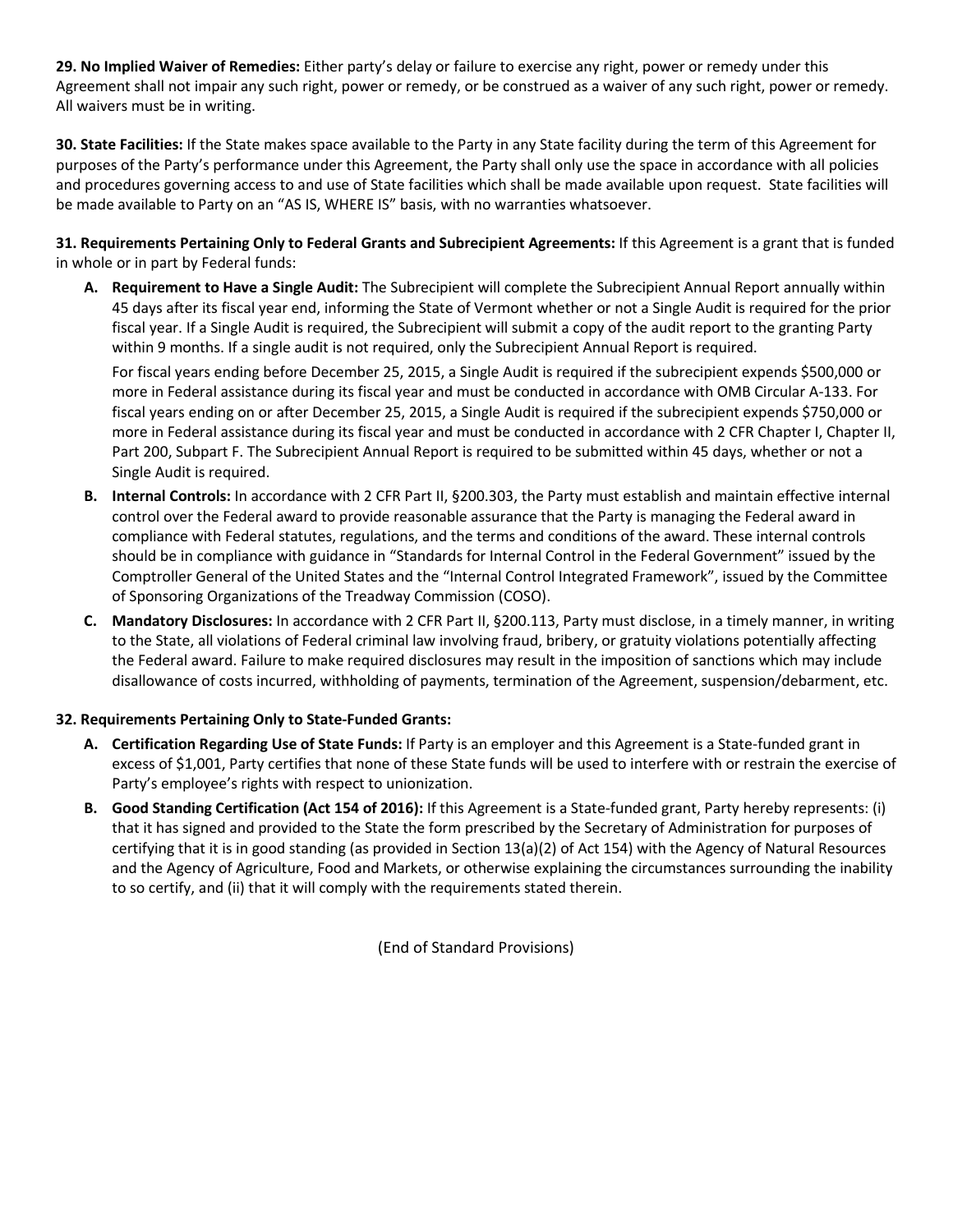**29. No Implied Waiver of Remedies:** Either party's delay or failure to exercise any right, power or remedy under this Agreement shall not impair any such right, power or remedy, or be construed as a waiver of any such right, power or remedy. All waivers must be in writing.

**30. State Facilities:** If the State makes space available to the Party in any State facility during the term of this Agreement for purposes of the Party's performance under this Agreement, the Party shall only use the space in accordance with all policies and procedures governing access to and use of State facilities which shall be made available upon request. State facilities will be made available to Party on an "AS IS, WHERE IS" basis, with no warranties whatsoever.

**31. Requirements Pertaining Only to Federal Grants and Subrecipient Agreements:** If this Agreement is a grant that is funded in whole or in part by Federal funds:

**A. Requirement to Have a Single Audit:** The Subrecipient will complete the Subrecipient Annual Report annually within 45 days after its fiscal year end, informing the State of Vermont whether or not a Single Audit is required for the prior fiscal year. If a Single Audit is required, the Subrecipient will submit a copy of the audit report to the granting Party within 9 months. If a single audit is not required, only the Subrecipient Annual Report is required.

For fiscal years ending before December 25, 2015, a Single Audit is required if the subrecipient expends $500,000 or more in Federal assistance during its fiscal year and must be conducted in accordance with OMB Circular A-133. For fiscal years ending on or after December 25, 2015, a Single Audit is required if the subrecipient expends $750,000 or more in Federal assistance during its fiscal year and must be conducted in accordance with 2 CFR Chapter I, Chapter II, Part 200, Subpart F. The Subrecipient Annual Report is required to be submitted within 45 days, whether or not a Single Audit is required.

**B. Internal Controls:** In accordance with 2 CFR Part II, §200.303, the Party must establish and maintain effective internal control over the Federal award to provide reasonable assurance that the Party is managing the Federal award in compliance with Federal statutes, regulations, and the terms and conditions of the award. These internal controls should be in compliance with guidance in "Standards for Internal Control in the Federal Government" issued by the Comptroller General of the United States and the "Internal Control Integrated Framework", issued by the Committee of Sponsoring Organizations of the Treadway Commission (COSO).

**C. Mandatory Disclosures:** In accordance with 2 CFR Part II, §200.113, Party must disclose, in a timely manner, in writing to the State, all violations of Federal criminal law involving fraud, bribery, or gratuity violations potentially affecting the Federal award. Failure to make required disclosures may result in the imposition of sanctions which may include disallowance of costs incurred, withholding of payments, termination of the Agreement, suspension/debarment, etc.

**32. Requirements Pertaining Only to State-Funded Grants:**

**A. Certification Regarding Use of State Funds:** If Party is an employer and this Agreement is a State-funded grant in excess of $1,001, Party certifies that none of these State funds will be used to interfere with or restrain the exercise of Party's employee's rights with respect to unionization.

**B. Good Standing Certification (Act 154 of 2016):** If this Agreement is a State-funded grant, Party hereby represents: (i) that it has signed and provided to the State the form prescribed by the Secretary of Administration for purposes of certifying that it is in good standing (as provided in Section 13(a)(2) of Act 154) with the Agency of Natural Resources and the Agency of Agriculture, Food and Markets, or otherwise explaining the circumstances surrounding the inability to so certify, and (ii) that it will comply with the requirements stated therein.

(End of Standard Provisions)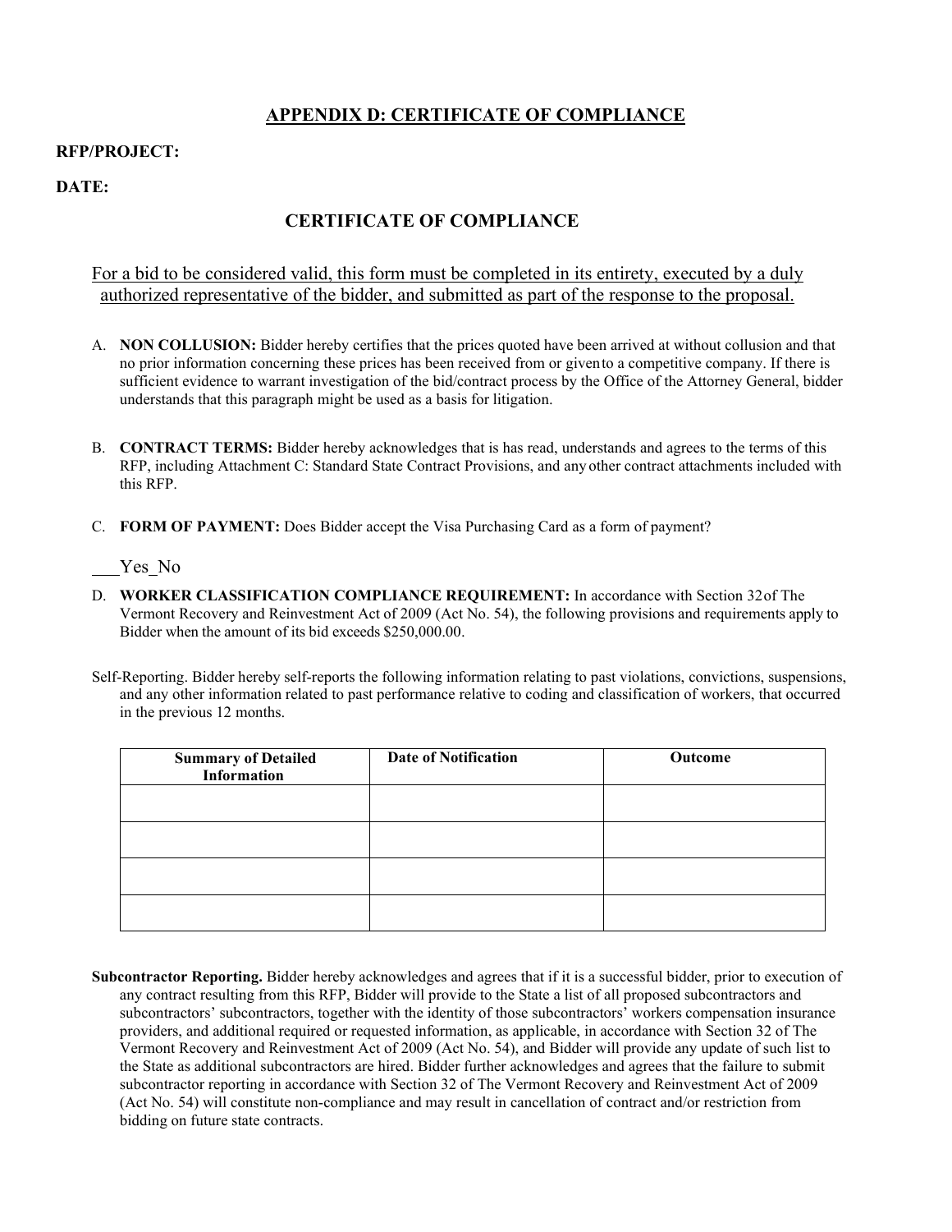## APPENDIX D: CERTIFICATE OF COMPLIANCE

**RFP/PROJECT:**

**DATE:**

## CERTIFICATE OF COMPLIANCE

For a bid to be considered valid, this form must be completed in its entirety, executed by a duly authorized representative of the bidder, and submitted as part of the response to the proposal.

A. **NON COLLUSION:** Bidder hereby certifies that the prices quoted have been arrived at without collusion and that no prior information concerning these prices has been received from or givento a competitive company. If there is sufficient evidence to warrant investigation of the bid/contract process by the Office of the Attorney General, bidder understands that this paragraph might be used as a basis for litigation.

B. **CONTRACT TERMS:** Bidder hereby acknowledges that is has read, understands and agrees to the terms of this RFP, including Attachment C: Standard State Contract Provisions, and any other contract attachments included with this RFP.

C. **FORM OF PAYMENT:** Does Bidder accept the Visa Purchasing Card as a form of payment?

___Yes_No

D. **WORKER CLASSIFICATION COMPLIANCE REQUIREMENT:** In accordance with Section 32of The Vermont Recovery and Reinvestment Act of 2009 (Act No. 54), the following provisions and requirements apply to Bidder when the amount of its bid exceeds $250,000.00.

Self-Reporting. Bidder hereby self-reports the following information relating to past violations, convictions, suspensions, and any other information related to past performance relative to coding and classification of workers, that occurred in the previous 12 months.

| Summary of Detailed Information | Date of Notification | Outcome |
|---|---|---|
| | | |
| | | |
| | | |
| | | |

**Subcontractor Reporting.** Bidder hereby acknowledges and agrees that if it is a successful bidder, prior to execution of any contract resulting from this RFP, Bidder will provide to the State a list of all proposed subcontractors and subcontractors' subcontractors, together with the identity of those subcontractors' workers compensation insurance providers, and additional required or requested information, as applicable, in accordance with Section 32 of The Vermont Recovery and Reinvestment Act of 2009 (Act No. 54), and Bidder will provide any update of such list to the State as additional subcontractors are hired. Bidder further acknowledges and agrees that the failure to submit subcontractor reporting in accordance with Section 32 of The Vermont Recovery and Reinvestment Act of 2009 (Act No. 54) will constitute non-compliance and may result in cancellation of contract and/or restriction from bidding on future state contracts.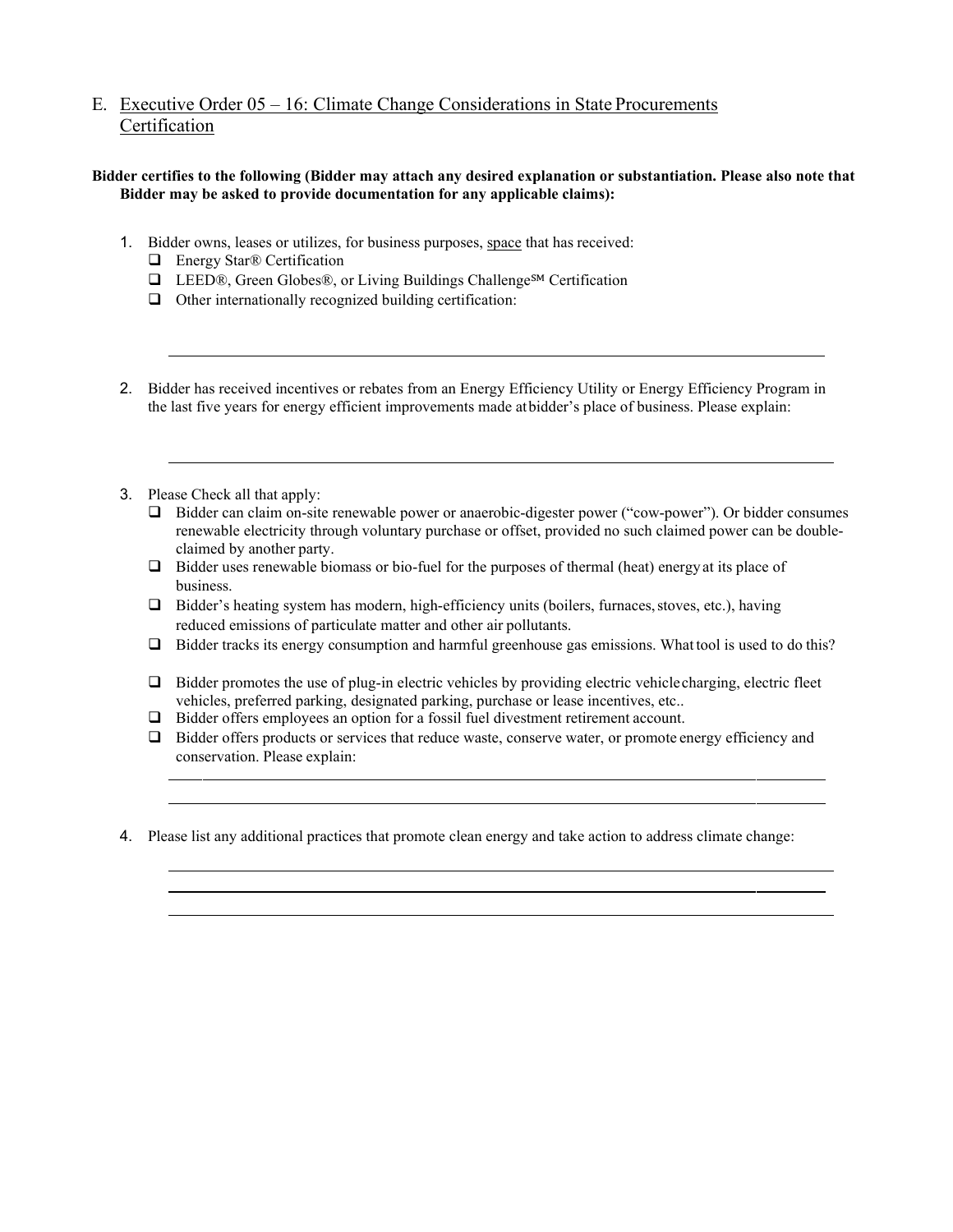## E. Executive Order 05 – 16: Climate Change Considerations in State Procurements Certification

**Bidder certifies to the following (Bidder may attach any desired explanation or substantiation. Please also note that Bidder may be asked to provide documentation for any applicable claims):**

1. Bidder owns, leases or utilizes, for business purposes, space that has received:
   - ❑ Energy Star® Certification
   - ❑ LEED®, Green Globes®, or Living Buildings Challenge℠ Certification
   - ❑ Other internationally recognized building certification:

   ______________________________________________________________________

2. Bidder has received incentives or rebates from an Energy Efficiency Utility or Energy Efficiency Program in the last five years for energy efficient improvements made at bidder's place of business. Please explain:

   ______________________________________________________________________

3. Please Check all that apply:
   - ❑ Bidder can claim on-site renewable power or anaerobic-digester power ("cow-power"). Or bidder consumes renewable electricity through voluntary purchase or offset, provided no such claimed power can be double-claimed by another party.
   - ❑ Bidder uses renewable biomass or bio-fuel for the purposes of thermal (heat) energy at its place of business.
   - ❑ Bidder's heating system has modern, high-efficiency units (boilers, furnaces, stoves, etc.), having reduced emissions of particulate matter and other air pollutants.
   - ❑ Bidder tracks its energy consumption and harmful greenhouse gas emissions. What tool is used to do this?
   - ❑ Bidder promotes the use of plug-in electric vehicles by providing electric vehicle charging, electric fleet vehicles, preferred parking, designated parking, purchase or lease incentives, etc..
   - ❑ Bidder offers employees an option for a fossil fuel divestment retirement account.
   - ❑ Bidder offers products or services that reduce waste, conserve water, or promote energy efficiency and conservation. Please explain:

   ______________________________________________________________________

   ______________________________________________________________________

4. Please list any additional practices that promote clean energy and take action to address climate change:

   ______________________________________________________________________

   ______________________________________________________________________

   ______________________________________________________________________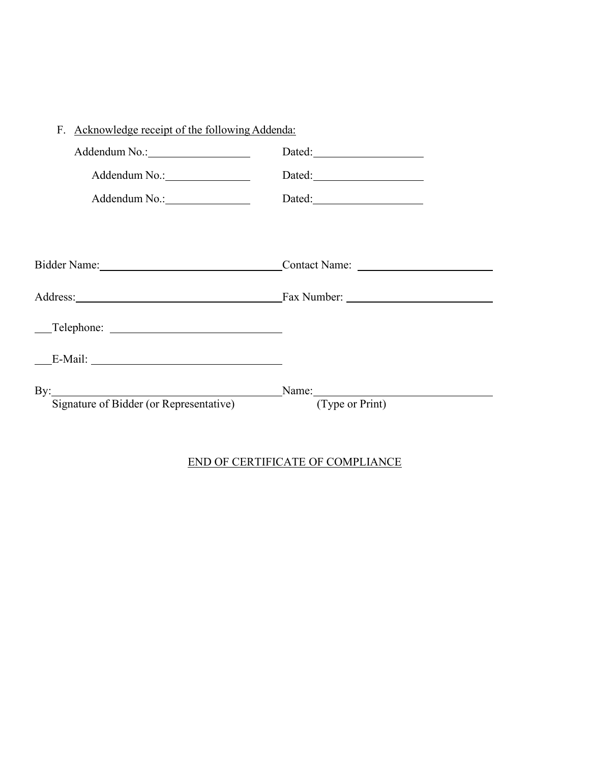F. Acknowledge receipt of the following Addenda:

Addendum No.:__________________ Dated:____________________

Addendum No.:________________ Dated:____________________

Addendum No.:________________ Dated:____________________

Bidder Name:__________________________________ Contact Name: ________________________

Address:_______________________________________ Fax Number: ___________________________

___Telephone: ________________________________

___E-Mail: ___________________________________

By:____________________________________________ Name:_________________________________

Signature of Bidder (or Representative) (Type or Print)

END OF CERTIFICATE OF COMPLIANCE